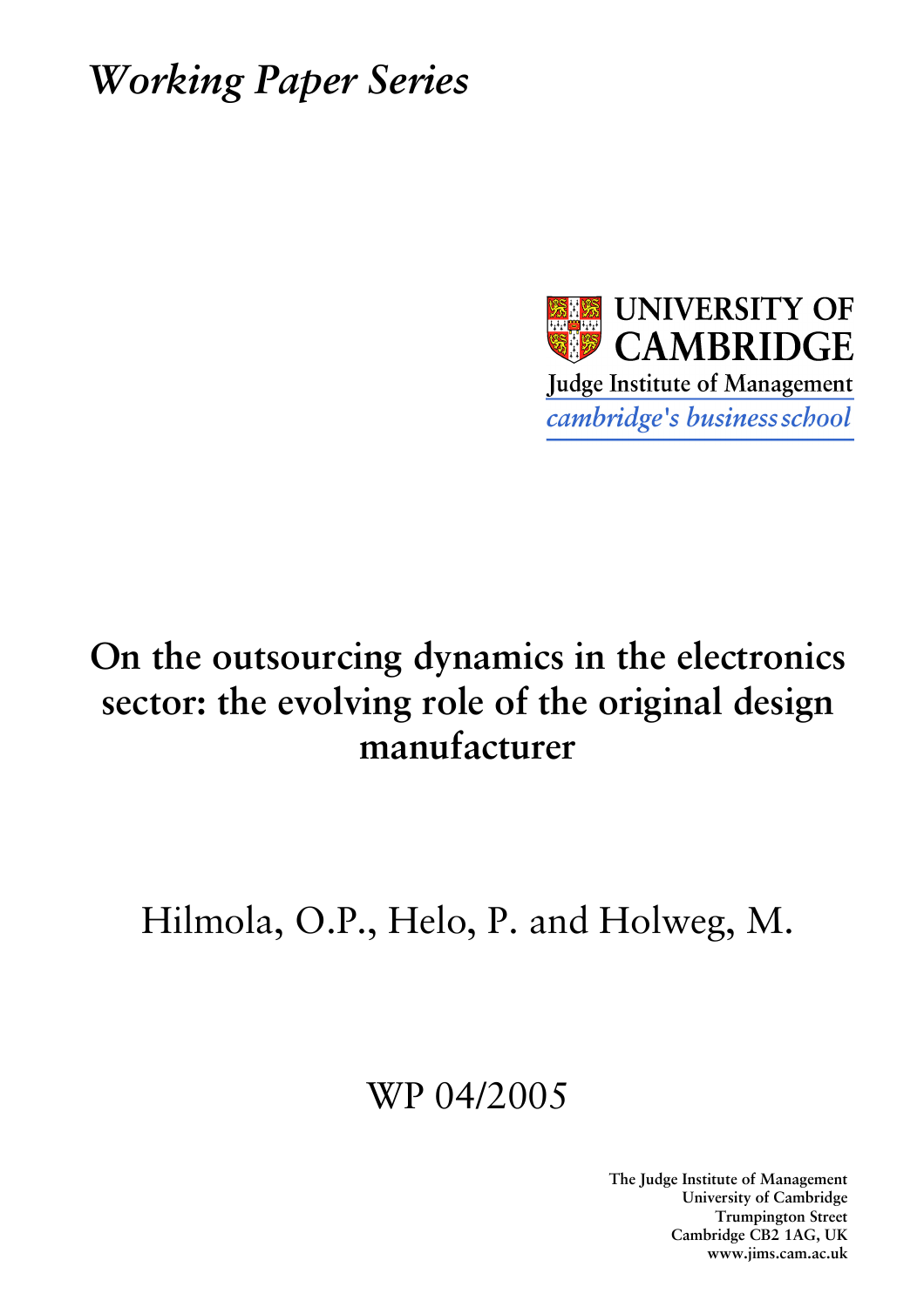*Working Paper Series*

UNIVERSITY OF CAMBRIDGE
Judge Institute of Management
*cambridge's business school*

# On the outsourcing dynamics in the electronics sector: the evolving role of the original design manufacturer

Hilmola, O.P., Helo, P. and Holweg, M.

WP 04/2005

**The Judge Institute of Management**
**University of Cambridge**
**Trumpington Street**
**Cambridge CB2 1AG, UK**
**www.jims.cam.ac.uk**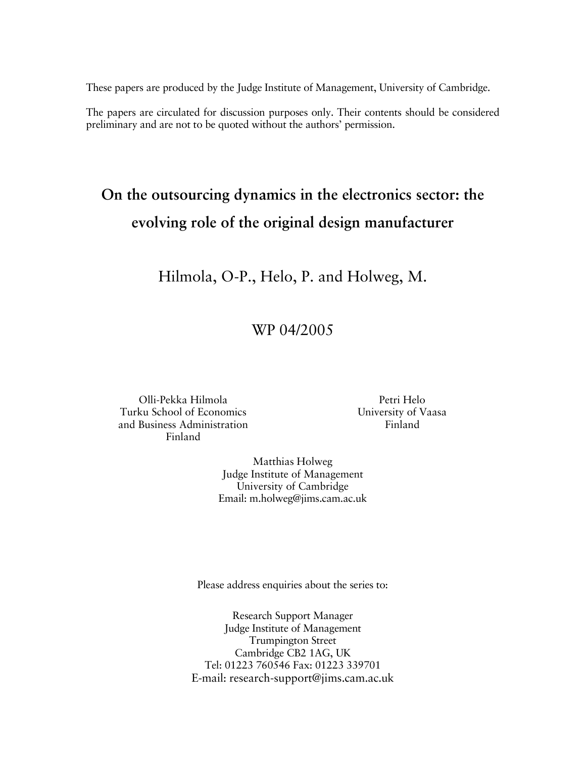These papers are produced by the Judge Institute of Management, University of Cambridge.

The papers are circulated for discussion purposes only. Their contents should be considered preliminary and are not to be quoted without the authors' permission.

# On the outsourcing dynamics in the electronics sector: the evolving role of the original design manufacturer

Hilmola, O-P., Helo, P. and Holweg, M.

WP 04/2005

Olli-Pekka Hilmola
Turku School of Economics
and Business Administration
Finland

Petri Helo
University of Vaasa
Finland

Matthias Holweg
Judge Institute of Management
University of Cambridge
Email: m.holweg@jims.cam.ac.uk

Please address enquiries about the series to:

Research Support Manager
Judge Institute of Management
Trumpington Street
Cambridge CB2 1AG, UK
Tel: 01223 760546 Fax: 01223 339701
E-mail: research-support@jims.cam.ac.uk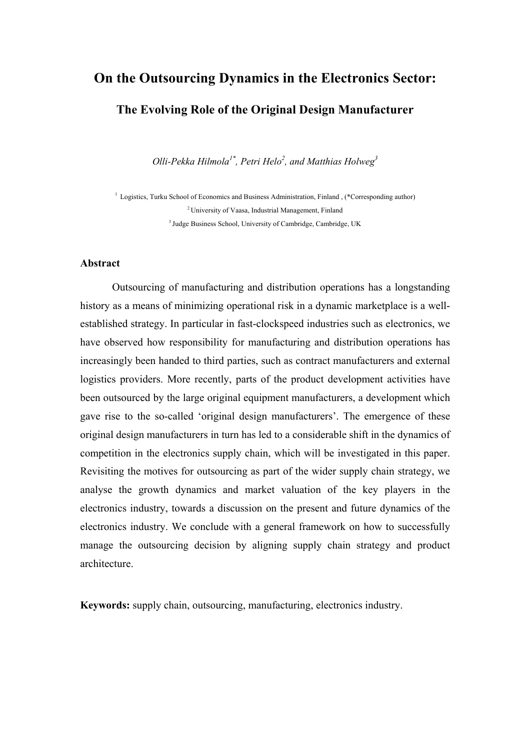# On the Outsourcing Dynamics in the Electronics Sector:

## The Evolving Role of the Original Design Manufacturer

*Olli-Pekka Hilmola[1*], Petri Helo[2], and Matthias Holweg[3]*

[1] Logistics, Turku School of Economics and Business Administration, Finland , (*Corresponding author)

[2] University of Vaasa, Industrial Management, Finland

[3] Judge Business School, University of Cambridge, Cambridge, UK

### Abstract

Outsourcing of manufacturing and distribution operations has a longstanding history as a means of minimizing operational risk in a dynamic marketplace is a well-established strategy. In particular in fast-clockspeed industries such as electronics, we have observed how responsibility for manufacturing and distribution operations has increasingly been handed to third parties, such as contract manufacturers and external logistics providers. More recently, parts of the product development activities have been outsourced by the large original equipment manufacturers, a development which gave rise to the so-called 'original design manufacturers'. The emergence of these original design manufacturers in turn has led to a considerable shift in the dynamics of competition in the electronics supply chain, which will be investigated in this paper. Revisiting the motives for outsourcing as part of the wider supply chain strategy, we analyse the growth dynamics and market valuation of the key players in the electronics industry, towards a discussion on the present and future dynamics of the electronics industry. We conclude with a general framework on how to successfully manage the outsourcing decision by aligning supply chain strategy and product architecture.

**Keywords:** supply chain, outsourcing, manufacturing, electronics industry.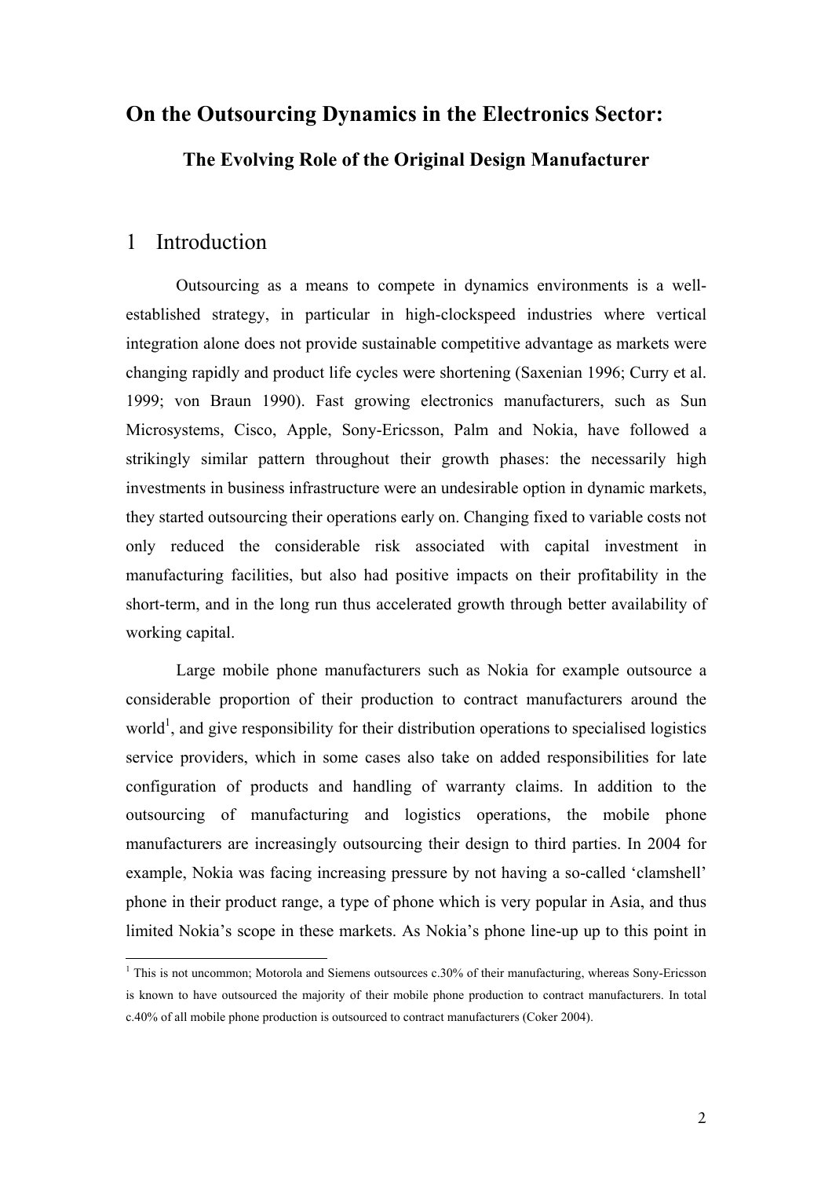# On the Outsourcing Dynamics in the Electronics Sector:

### The Evolving Role of the Original Design Manufacturer

## 1 Introduction

Outsourcing as a means to compete in dynamics environments is a well-established strategy, in particular in high-clockspeed industries where vertical integration alone does not provide sustainable competitive advantage as markets were changing rapidly and product life cycles were shortening (Saxenian 1996; Curry et al. 1999; von Braun 1990). Fast growing electronics manufacturers, such as Sun Microsystems, Cisco, Apple, Sony-Ericsson, Palm and Nokia, have followed a strikingly similar pattern throughout their growth phases: the necessarily high investments in business infrastructure were an undesirable option in dynamic markets, they started outsourcing their operations early on. Changing fixed to variable costs not only reduced the considerable risk associated with capital investment in manufacturing facilities, but also had positive impacts on their profitability in the short-term, and in the long run thus accelerated growth through better availability of working capital.

Large mobile phone manufacturers such as Nokia for example outsource a considerable proportion of their production to contract manufacturers around the world[1], and give responsibility for their distribution operations to specialised logistics service providers, which in some cases also take on added responsibilities for late configuration of products and handling of warranty claims. In addition to the outsourcing of manufacturing and logistics operations, the mobile phone manufacturers are increasingly outsourcing their design to third parties. In 2004 for example, Nokia was facing increasing pressure by not having a so-called 'clamshell' phone in their product range, a type of phone which is very popular in Asia, and thus limited Nokia's scope in these markets. As Nokia's phone line-up up to this point in

[1] This is not uncommon; Motorola and Siemens outsources c.30% of their manufacturing, whereas Sony-Ericsson is known to have outsourced the majority of their mobile phone production to contract manufacturers. In total c.40% of all mobile phone production is outsourced to contract manufacturers (Coker 2004).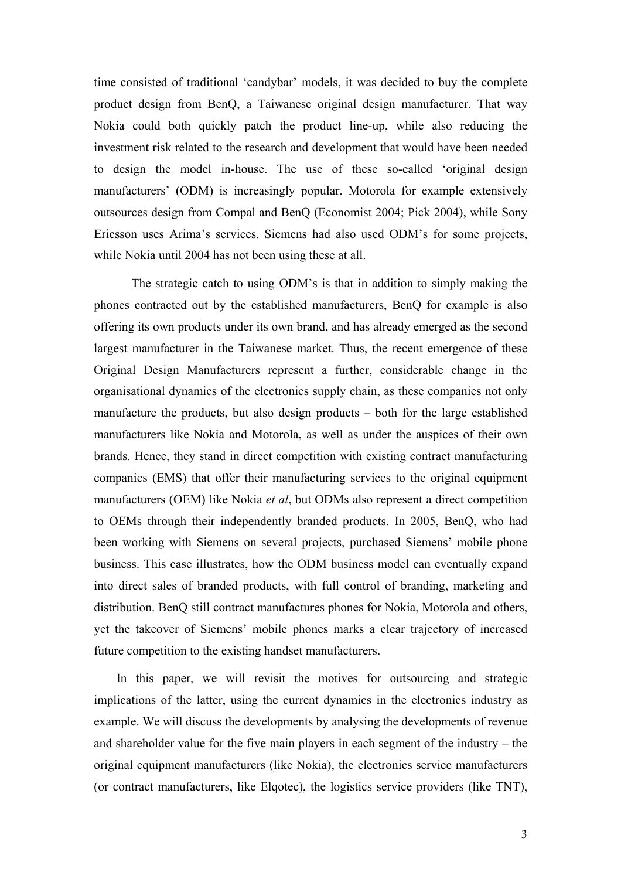time consisted of traditional 'candybar' models, it was decided to buy the complete product design from BenQ, a Taiwanese original design manufacturer. That way Nokia could both quickly patch the product line-up, while also reducing the investment risk related to the research and development that would have been needed to design the model in-house. The use of these so-called 'original design manufacturers' (ODM) is increasingly popular. Motorola for example extensively outsources design from Compal and BenQ (Economist 2004; Pick 2004), while Sony Ericsson uses Arima's services. Siemens had also used ODM's for some projects, while Nokia until 2004 has not been using these at all.

The strategic catch to using ODM's is that in addition to simply making the phones contracted out by the established manufacturers, BenQ for example is also offering its own products under its own brand, and has already emerged as the second largest manufacturer in the Taiwanese market. Thus, the recent emergence of these Original Design Manufacturers represent a further, considerable change in the organisational dynamics of the electronics supply chain, as these companies not only manufacture the products, but also design products – both for the large established manufacturers like Nokia and Motorola, as well as under the auspices of their own brands. Hence, they stand in direct competition with existing contract manufacturing companies (EMS) that offer their manufacturing services to the original equipment manufacturers (OEM) like Nokia *et al*, but ODMs also represent a direct competition to OEMs through their independently branded products. In 2005, BenQ, who had been working with Siemens on several projects, purchased Siemens' mobile phone business. This case illustrates, how the ODM business model can eventually expand into direct sales of branded products, with full control of branding, marketing and distribution. BenQ still contract manufactures phones for Nokia, Motorola and others, yet the takeover of Siemens' mobile phones marks a clear trajectory of increased future competition to the existing handset manufacturers.

In this paper, we will revisit the motives for outsourcing and strategic implications of the latter, using the current dynamics in the electronics industry as example. We will discuss the developments by analysing the developments of revenue and shareholder value for the five main players in each segment of the industry – the original equipment manufacturers (like Nokia), the electronics service manufacturers (or contract manufacturers, like Elqotec), the logistics service providers (like TNT),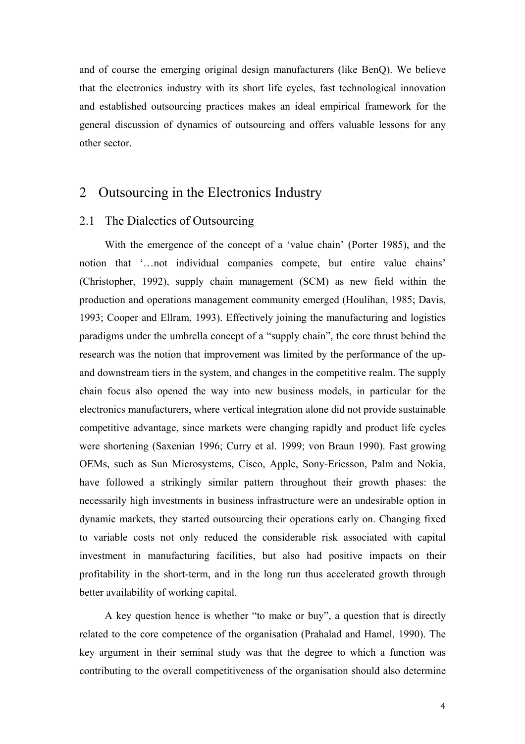and of course the emerging original design manufacturers (like BenQ). We believe that the electronics industry with its short life cycles, fast technological innovation and established outsourcing practices makes an ideal empirical framework for the general discussion of dynamics of outsourcing and offers valuable lessons for any other sector.

# 2 Outsourcing in the Electronics Industry

## 2.1 The Dialectics of Outsourcing

With the emergence of the concept of a 'value chain' (Porter 1985), and the notion that '…not individual companies compete, but entire value chains' (Christopher, 1992), supply chain management (SCM) as new field within the production and operations management community emerged (Houlihan, 1985; Davis, 1993; Cooper and Ellram, 1993). Effectively joining the manufacturing and logistics paradigms under the umbrella concept of a "supply chain", the core thrust behind the research was the notion that improvement was limited by the performance of the up- and downstream tiers in the system, and changes in the competitive realm. The supply chain focus also opened the way into new business models, in particular for the electronics manufacturers, where vertical integration alone did not provide sustainable competitive advantage, since markets were changing rapidly and product life cycles were shortening (Saxenian 1996; Curry et al. 1999; von Braun 1990). Fast growing OEMs, such as Sun Microsystems, Cisco, Apple, Sony-Ericsson, Palm and Nokia, have followed a strikingly similar pattern throughout their growth phases: the necessarily high investments in business infrastructure were an undesirable option in dynamic markets, they started outsourcing their operations early on. Changing fixed to variable costs not only reduced the considerable risk associated with capital investment in manufacturing facilities, but also had positive impacts on their profitability in the short-term, and in the long run thus accelerated growth through better availability of working capital.

A key question hence is whether "to make or buy", a question that is directly related to the core competence of the organisation (Prahalad and Hamel, 1990). The key argument in their seminal study was that the degree to which a function was contributing to the overall competitiveness of the organisation should also determine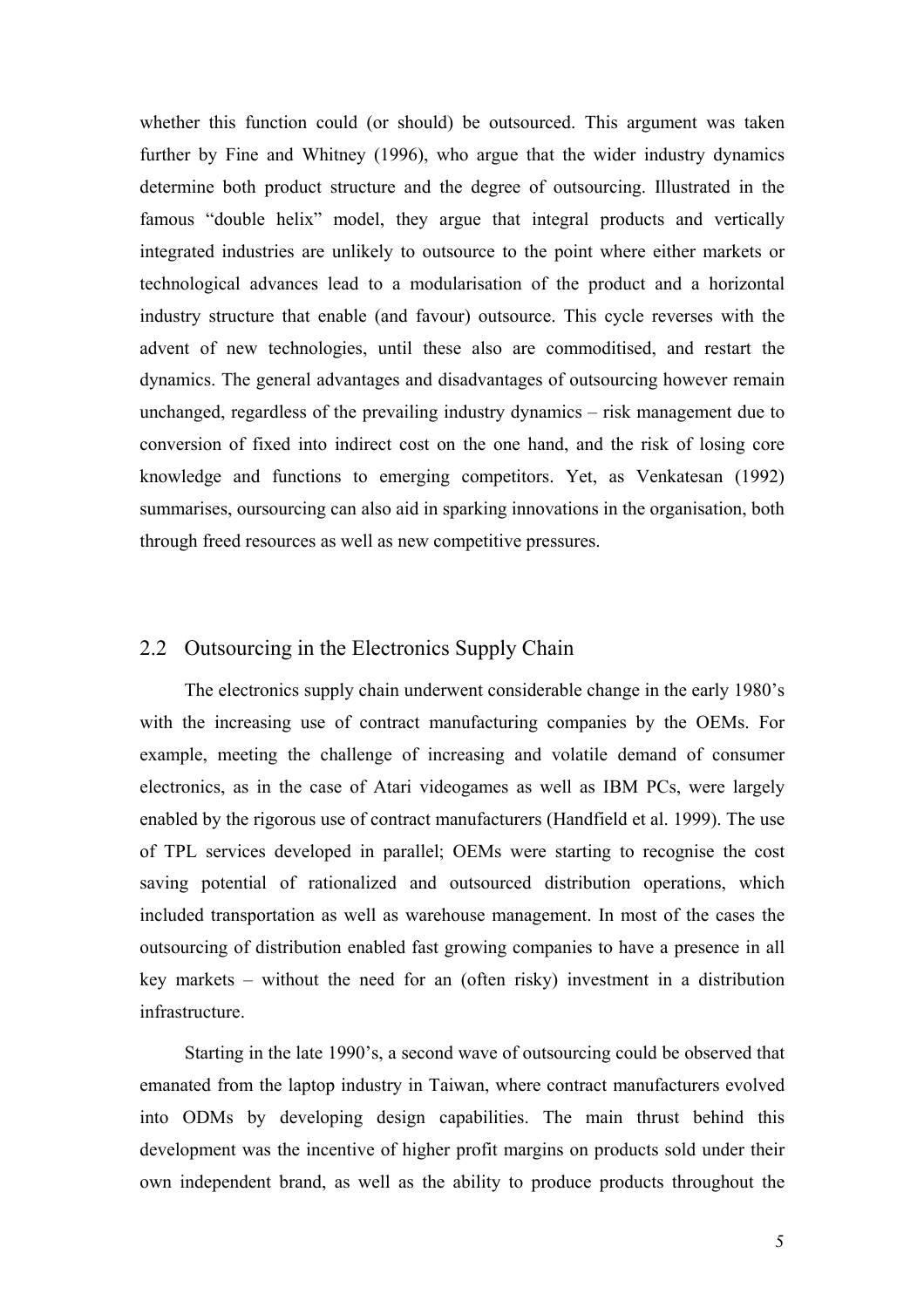whether this function could (or should) be outsourced. This argument was taken further by Fine and Whitney (1996), who argue that the wider industry dynamics determine both product structure and the degree of outsourcing. Illustrated in the famous "double helix" model, they argue that integral products and vertically integrated industries are unlikely to outsource to the point where either markets or technological advances lead to a modularisation of the product and a horizontal industry structure that enable (and favour) outsource. This cycle reverses with the advent of new technologies, until these also are commoditised, and restart the dynamics. The general advantages and disadvantages of outsourcing however remain unchanged, regardless of the prevailing industry dynamics – risk management due to conversion of fixed into indirect cost on the one hand, and the risk of losing core knowledge and functions to emerging competitors. Yet, as Venkatesan (1992) summarises, oursourcing can also aid in sparking innovations in the organisation, both through freed resources as well as new competitive pressures.

## 2.2 Outsourcing in the Electronics Supply Chain

The electronics supply chain underwent considerable change in the early 1980's with the increasing use of contract manufacturing companies by the OEMs. For example, meeting the challenge of increasing and volatile demand of consumer electronics, as in the case of Atari videogames as well as IBM PCs, were largely enabled by the rigorous use of contract manufacturers (Handfield et al. 1999). The use of TPL services developed in parallel; OEMs were starting to recognise the cost saving potential of rationalized and outsourced distribution operations, which included transportation as well as warehouse management. In most of the cases the outsourcing of distribution enabled fast growing companies to have a presence in all key markets – without the need for an (often risky) investment in a distribution infrastructure.

Starting in the late 1990's, a second wave of outsourcing could be observed that emanated from the laptop industry in Taiwan, where contract manufacturers evolved into ODMs by developing design capabilities. The main thrust behind this development was the incentive of higher profit margins on products sold under their own independent brand, as well as the ability to produce products throughout the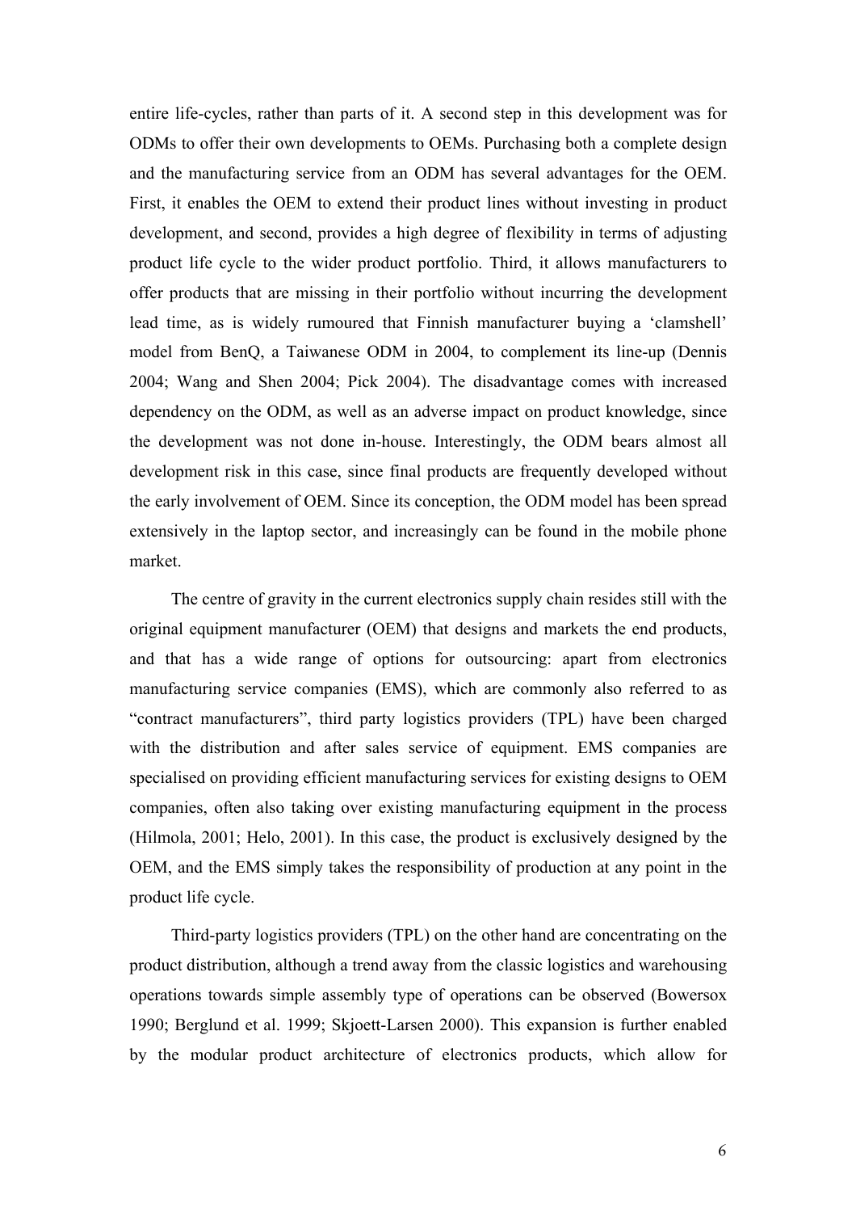entire life-cycles, rather than parts of it. A second step in this development was for ODMs to offer their own developments to OEMs. Purchasing both a complete design and the manufacturing service from an ODM has several advantages for the OEM. First, it enables the OEM to extend their product lines without investing in product development, and second, provides a high degree of flexibility in terms of adjusting product life cycle to the wider product portfolio. Third, it allows manufacturers to offer products that are missing in their portfolio without incurring the development lead time, as is widely rumoured that Finnish manufacturer buying a 'clamshell' model from BenQ, a Taiwanese ODM in 2004, to complement its line-up (Dennis 2004; Wang and Shen 2004; Pick 2004). The disadvantage comes with increased dependency on the ODM, as well as an adverse impact on product knowledge, since the development was not done in-house. Interestingly, the ODM bears almost all development risk in this case, since final products are frequently developed without the early involvement of OEM. Since its conception, the ODM model has been spread extensively in the laptop sector, and increasingly can be found in the mobile phone market.

The centre of gravity in the current electronics supply chain resides still with the original equipment manufacturer (OEM) that designs and markets the end products, and that has a wide range of options for outsourcing: apart from electronics manufacturing service companies (EMS), which are commonly also referred to as "contract manufacturers", third party logistics providers (TPL) have been charged with the distribution and after sales service of equipment. EMS companies are specialised on providing efficient manufacturing services for existing designs to OEM companies, often also taking over existing manufacturing equipment in the process (Hilmola, 2001; Helo, 2001). In this case, the product is exclusively designed by the OEM, and the EMS simply takes the responsibility of production at any point in the product life cycle.

Third-party logistics providers (TPL) on the other hand are concentrating on the product distribution, although a trend away from the classic logistics and warehousing operations towards simple assembly type of operations can be observed (Bowersox 1990; Berglund et al. 1999; Skjoett-Larsen 2000). This expansion is further enabled by the modular product architecture of electronics products, which allow for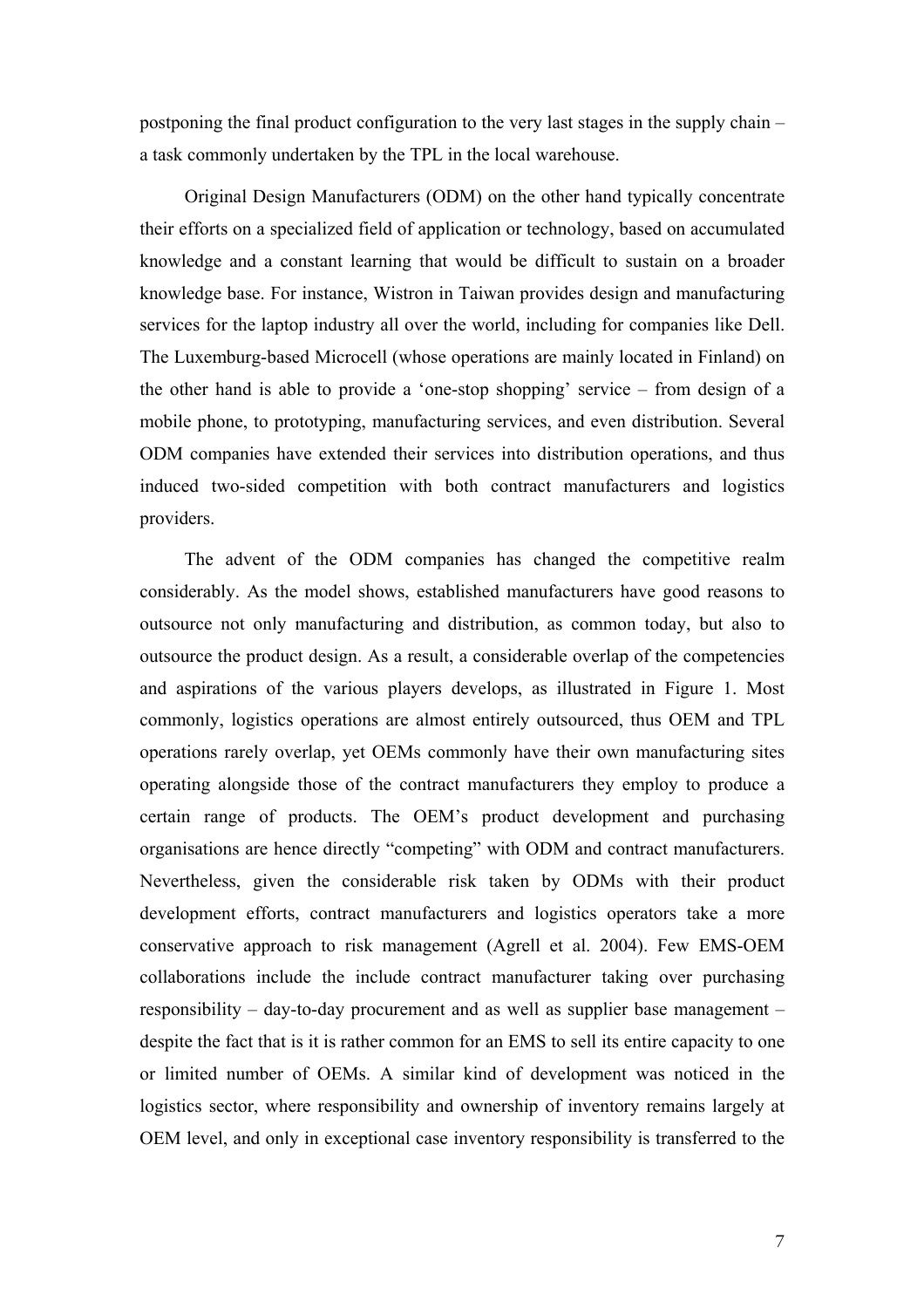postponing the final product configuration to the very last stages in the supply chain – a task commonly undertaken by the TPL in the local warehouse.

Original Design Manufacturers (ODM) on the other hand typically concentrate their efforts on a specialized field of application or technology, based on accumulated knowledge and a constant learning that would be difficult to sustain on a broader knowledge base. For instance, Wistron in Taiwan provides design and manufacturing services for the laptop industry all over the world, including for companies like Dell. The Luxemburg-based Microcell (whose operations are mainly located in Finland) on the other hand is able to provide a 'one-stop shopping' service – from design of a mobile phone, to prototyping, manufacturing services, and even distribution. Several ODM companies have extended their services into distribution operations, and thus induced two-sided competition with both contract manufacturers and logistics providers.

The advent of the ODM companies has changed the competitive realm considerably. As the model shows, established manufacturers have good reasons to outsource not only manufacturing and distribution, as common today, but also to outsource the product design. As a result, a considerable overlap of the competencies and aspirations of the various players develops, as illustrated in Figure 1. Most commonly, logistics operations are almost entirely outsourced, thus OEM and TPL operations rarely overlap, yet OEMs commonly have their own manufacturing sites operating alongside those of the contract manufacturers they employ to produce a certain range of products. The OEM's product development and purchasing organisations are hence directly "competing" with ODM and contract manufacturers. Nevertheless, given the considerable risk taken by ODMs with their product development efforts, contract manufacturers and logistics operators take a more conservative approach to risk management (Agrell et al. 2004). Few EMS-OEM collaborations include the include contract manufacturer taking over purchasing responsibility – day-to-day procurement and as well as supplier base management – despite the fact that is it is rather common for an EMS to sell its entire capacity to one or limited number of OEMs. A similar kind of development was noticed in the logistics sector, where responsibility and ownership of inventory remains largely at OEM level, and only in exceptional case inventory responsibility is transferred to the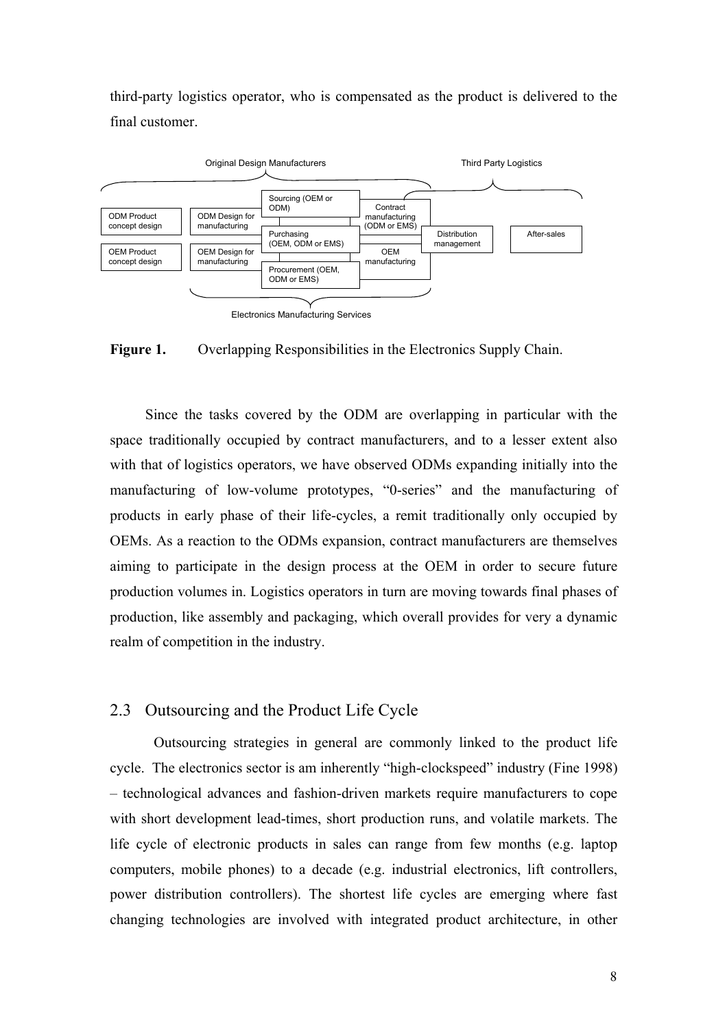third-party logistics operator, who is compensated as the product is delivered to the final customer.

Original Design Manufacturers

Third Party Logistics

ODM Product concept design

ODM Design for manufacturing

Sourcing (OEM or ODM)

Contract manufacturing (ODM or EMS)

OEM Product concept design

OEM Design for manufacturing

Purchasing (OEM, ODM or EMS)

Distribution management

After-sales

OEM manufacturing

Procurement (OEM, ODM or EMS)

Electronics Manufacturing Services

**Figure 1.** Overlapping Responsibilities in the Electronics Supply Chain.

Since the tasks covered by the ODM are overlapping in particular with the space traditionally occupied by contract manufacturers, and to a lesser extent also with that of logistics operators, we have observed ODMs expanding initially into the manufacturing of low-volume prototypes, "0-series" and the manufacturing of products in early phase of their life-cycles, a remit traditionally only occupied by OEMs. As a reaction to the ODMs expansion, contract manufacturers are themselves aiming to participate in the design process at the OEM in order to secure future production volumes in. Logistics operators in turn are moving towards final phases of production, like assembly and packaging, which overall provides for very a dynamic realm of competition in the industry.

## 2.3 Outsourcing and the Product Life Cycle

Outsourcing strategies in general are commonly linked to the product life cycle. The electronics sector is am inherently "high-clockspeed" industry (Fine 1998) – technological advances and fashion-driven markets require manufacturers to cope with short development lead-times, short production runs, and volatile markets. The life cycle of electronic products in sales can range from few months (e.g. laptop computers, mobile phones) to a decade (e.g. industrial electronics, lift controllers, power distribution controllers). The shortest life cycles are emerging where fast changing technologies are involved with integrated product architecture, in other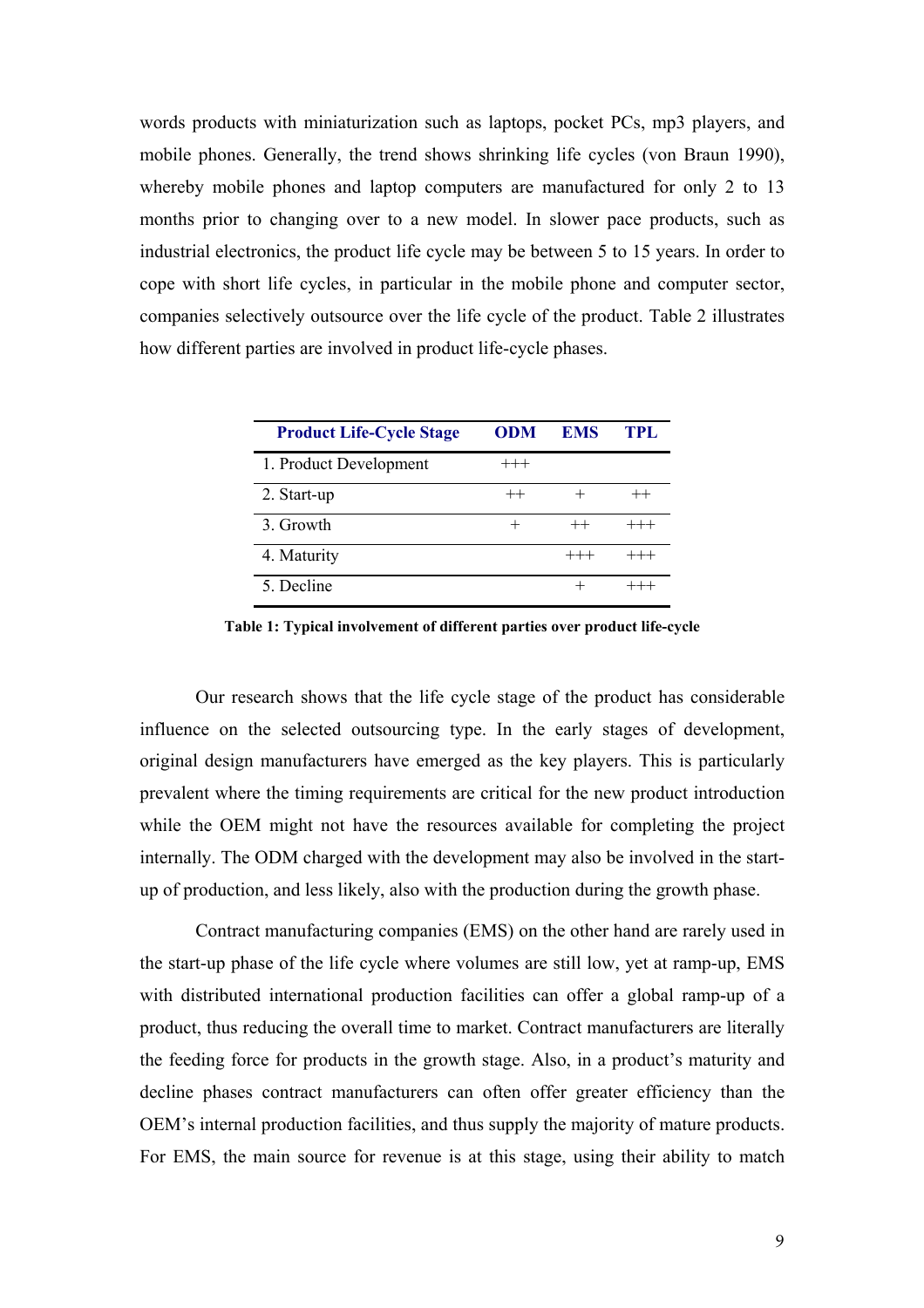words products with miniaturization such as laptops, pocket PCs, mp3 players, and mobile phones. Generally, the trend shows shrinking life cycles (von Braun 1990), whereby mobile phones and laptop computers are manufactured for only 2 to 13 months prior to changing over to a new model. In slower pace products, such as industrial electronics, the product life cycle may be between 5 to 15 years. In order to cope with short life cycles, in particular in the mobile phone and computer sector, companies selectively outsource over the life cycle of the product. Table 2 illustrates how different parties are involved in product life-cycle phases.

| Product Life-Cycle Stage | ODM | EMS | TPL |
|---|---|---|---|
| 1. Product Development | +++ | | |
| 2. Start-up | ++ | + | ++ |
| 3. Growth | + | ++ | +++ |
| 4. Maturity | | +++ | +++ |
| 5. Decline | | + | +++ |

**Table 1: Typical involvement of different parties over product life-cycle**

Our research shows that the life cycle stage of the product has considerable influence on the selected outsourcing type. In the early stages of development, original design manufacturers have emerged as the key players. This is particularly prevalent where the timing requirements are critical for the new product introduction while the OEM might not have the resources available for completing the project internally. The ODM charged with the development may also be involved in the start-up of production, and less likely, also with the production during the growth phase.

Contract manufacturing companies (EMS) on the other hand are rarely used in the start-up phase of the life cycle where volumes are still low, yet at ramp-up, EMS with distributed international production facilities can offer a global ramp-up of a product, thus reducing the overall time to market. Contract manufacturers are literally the feeding force for products in the growth stage. Also, in a product's maturity and decline phases contract manufacturers can often offer greater efficiency than the OEM's internal production facilities, and thus supply the majority of mature products. For EMS, the main source for revenue is at this stage, using their ability to match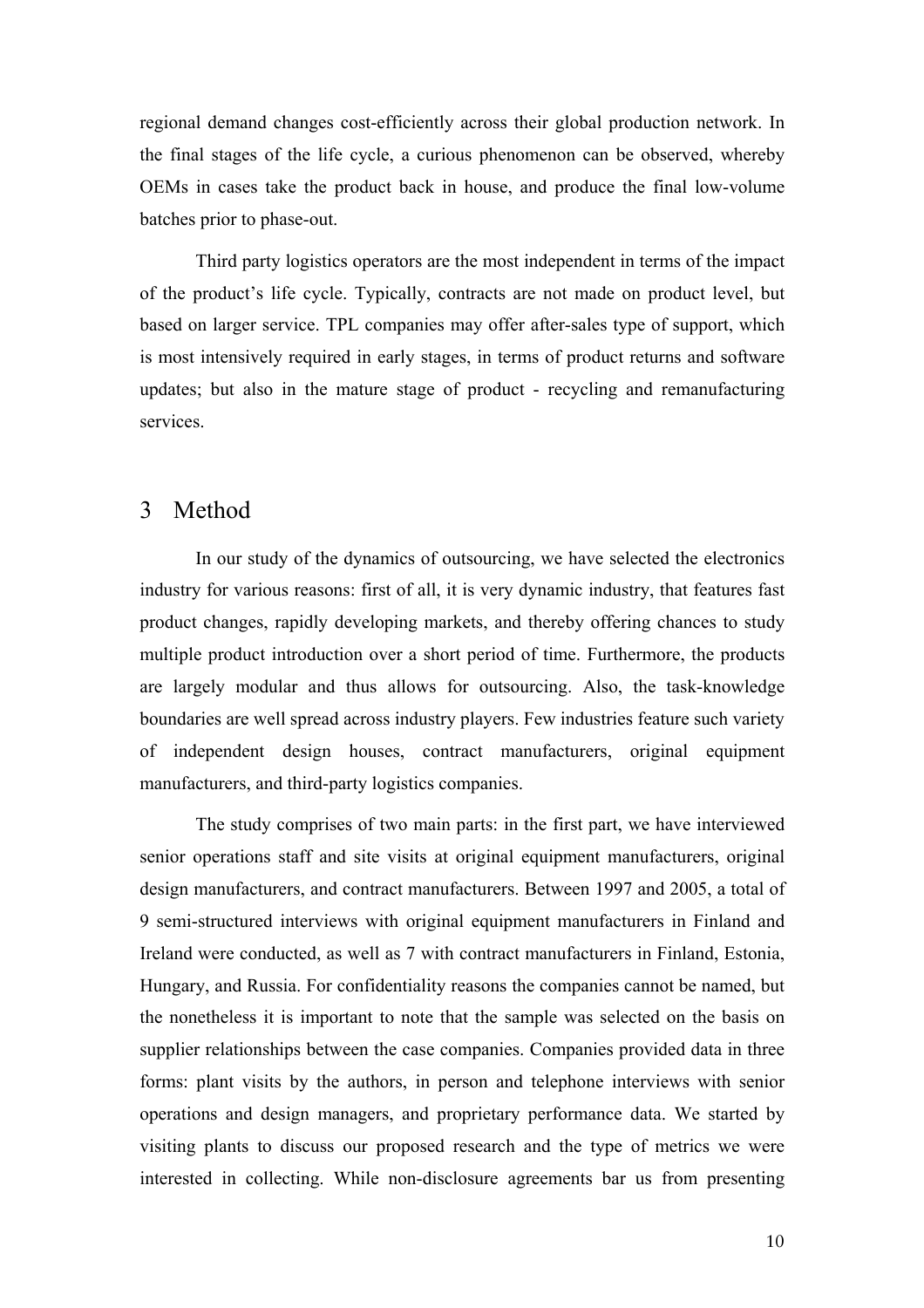regional demand changes cost-efficiently across their global production network. In the final stages of the life cycle, a curious phenomenon can be observed, whereby OEMs in cases take the product back in house, and produce the final low-volume batches prior to phase-out.

Third party logistics operators are the most independent in terms of the impact of the product's life cycle. Typically, contracts are not made on product level, but based on larger service. TPL companies may offer after-sales type of support, which is most intensively required in early stages, in terms of product returns and software updates; but also in the mature stage of product - recycling and remanufacturing services.

# 3 Method

In our study of the dynamics of outsourcing, we have selected the electronics industry for various reasons: first of all, it is very dynamic industry, that features fast product changes, rapidly developing markets, and thereby offering chances to study multiple product introduction over a short period of time. Furthermore, the products are largely modular and thus allows for outsourcing. Also, the task-knowledge boundaries are well spread across industry players. Few industries feature such variety of independent design houses, contract manufacturers, original equipment manufacturers, and third-party logistics companies.

The study comprises of two main parts: in the first part, we have interviewed senior operations staff and site visits at original equipment manufacturers, original design manufacturers, and contract manufacturers. Between 1997 and 2005, a total of 9 semi-structured interviews with original equipment manufacturers in Finland and Ireland were conducted, as well as 7 with contract manufacturers in Finland, Estonia, Hungary, and Russia. For confidentiality reasons the companies cannot be named, but the nonetheless it is important to note that the sample was selected on the basis on supplier relationships between the case companies. Companies provided data in three forms: plant visits by the authors, in person and telephone interviews with senior operations and design managers, and proprietary performance data. We started by visiting plants to discuss our proposed research and the type of metrics we were interested in collecting. While non-disclosure agreements bar us from presenting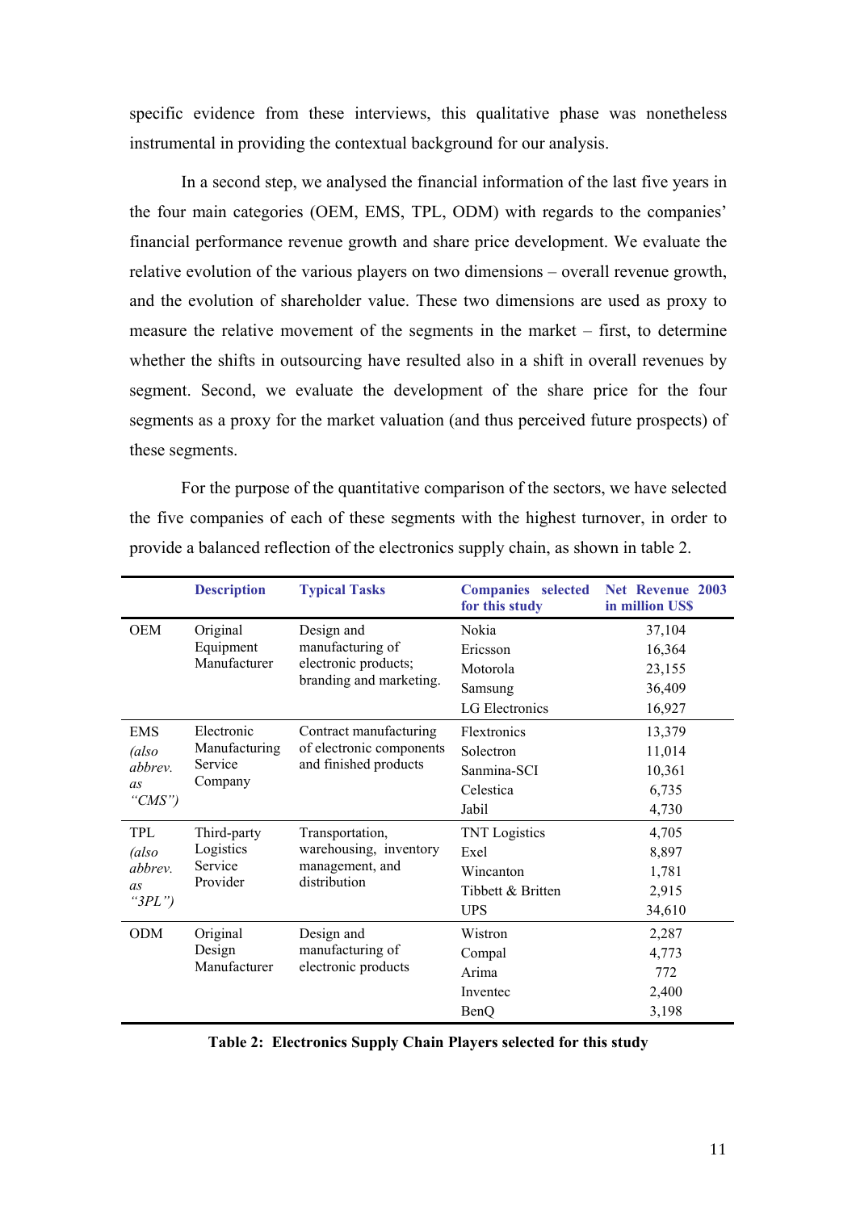specific evidence from these interviews, this qualitative phase was nonetheless instrumental in providing the contextual background for our analysis.

In a second step, we analysed the financial information of the last five years in the four main categories (OEM, EMS, TPL, ODM) with regards to the companies' financial performance revenue growth and share price development. We evaluate the relative evolution of the various players on two dimensions – overall revenue growth, and the evolution of shareholder value. These two dimensions are used as proxy to measure the relative movement of the segments in the market – first, to determine whether the shifts in outsourcing have resulted also in a shift in overall revenues by segment. Second, we evaluate the development of the share price for the four segments as a proxy for the market valuation (and thus perceived future prospects) of these segments.

For the purpose of the quantitative comparison of the sectors, we have selected the five companies of each of these segments with the highest turnover, in order to provide a balanced reflection of the electronics supply chain, as shown in table 2.

| | Description | Typical Tasks | Companies selected for this study | Net Revenue 2003 in million US$ |
|---|---|---|---|---|
| OEM | Original Equipment Manufacturer | Design and manufacturing of electronic products; branding and marketing. | Nokia | 37,104 |
| | | | Ericsson | 16,364 |
| | | | Motorola | 23,155 |
| | | | Samsung | 36,409 |
| | | | LG Electronics | 16,927 |
| EMS *(also abbrev. as "CMS")* | Electronic Manufacturing Service Company | Contract manufacturing of electronic components and finished products | Flextronics | 13,379 |
| | | | Solectron | 11,014 |
| | | | Sanmina-SCI | 10,361 |
| | | | Celestica | 6,735 |
| | | | Jabil | 4,730 |
| TPL *(also abbrev. as "3PL")* | Third-party Logistics Service Provider | Transportation, warehousing, inventory management, and distribution | TNT Logistics | 4,705 |
| | | | Exel | 8,897 |
| | | | Wincanton | 1,781 |
| | | | Tibbett & Britten | 2,915 |
| | | | UPS | 34,610 |
| ODM | Original Design Manufacturer | Design and manufacturing of electronic products | Wistron | 2,287 |
| | | | Compal | 4,773 |
| | | | Arima | 772 |
| | | | Inventec | 2,400 |
| | | | BenQ | 3,198 |

**Table 2: Electronics Supply Chain Players selected for this study**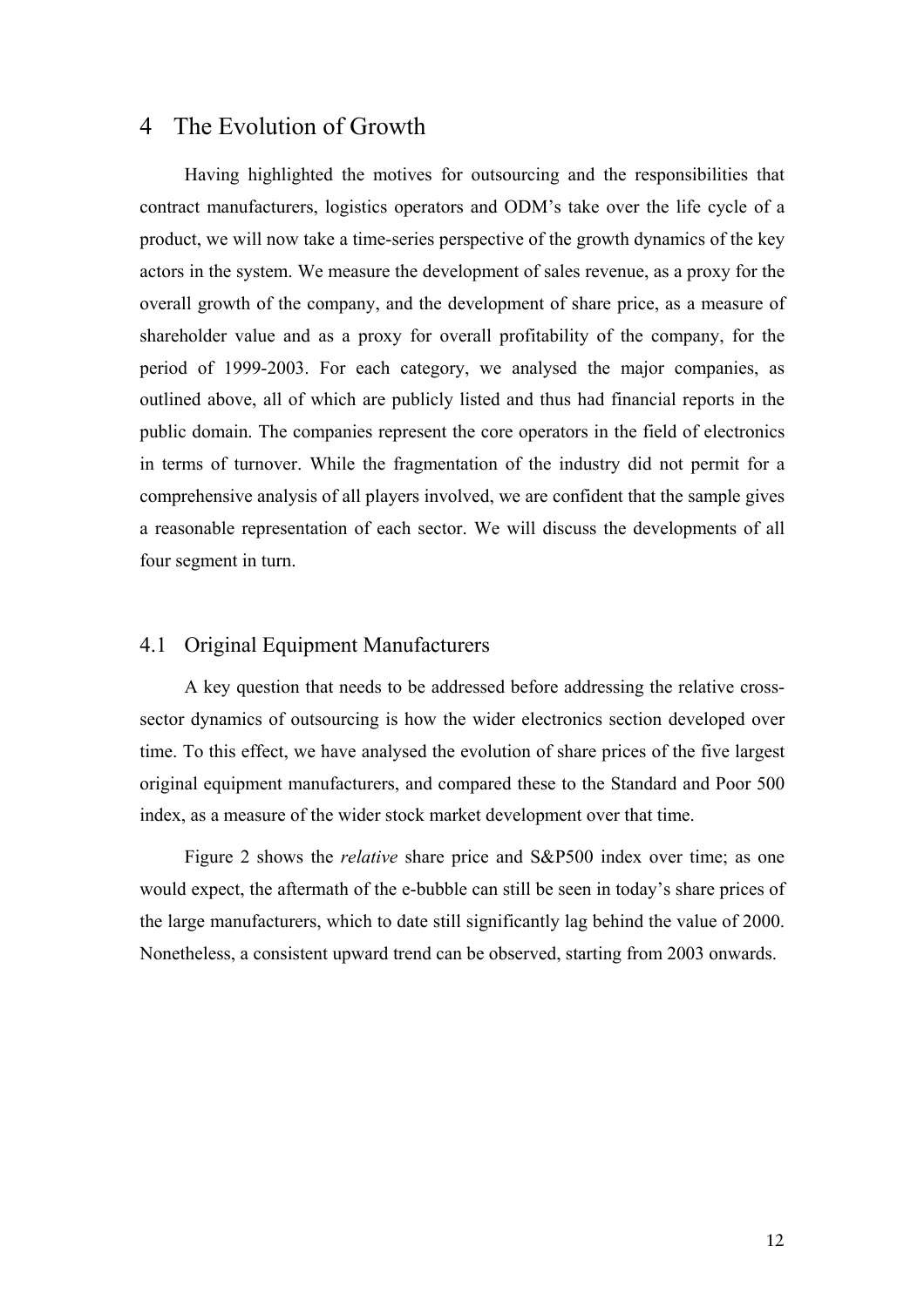# 4 The Evolution of Growth

Having highlighted the motives for outsourcing and the responsibilities that contract manufacturers, logistics operators and ODM's take over the life cycle of a product, we will now take a time-series perspective of the growth dynamics of the key actors in the system. We measure the development of sales revenue, as a proxy for the overall growth of the company, and the development of share price, as a measure of shareholder value and as a proxy for overall profitability of the company, for the period of 1999-2003. For each category, we analysed the major companies, as outlined above, all of which are publicly listed and thus had financial reports in the public domain. The companies represent the core operators in the field of electronics in terms of turnover. While the fragmentation of the industry did not permit for a comprehensive analysis of all players involved, we are confident that the sample gives a reasonable representation of each sector. We will discuss the developments of all four segment in turn.

## 4.1 Original Equipment Manufacturers

A key question that needs to be addressed before addressing the relative cross-sector dynamics of outsourcing is how the wider electronics section developed over time. To this effect, we have analysed the evolution of share prices of the five largest original equipment manufacturers, and compared these to the Standard and Poor 500 index, as a measure of the wider stock market development over that time.

Figure 2 shows the *relative* share price and S&P500 index over time; as one would expect, the aftermath of the e-bubble can still be seen in today's share prices of the large manufacturers, which to date still significantly lag behind the value of 2000. Nonetheless, a consistent upward trend can be observed, starting from 2003 onwards.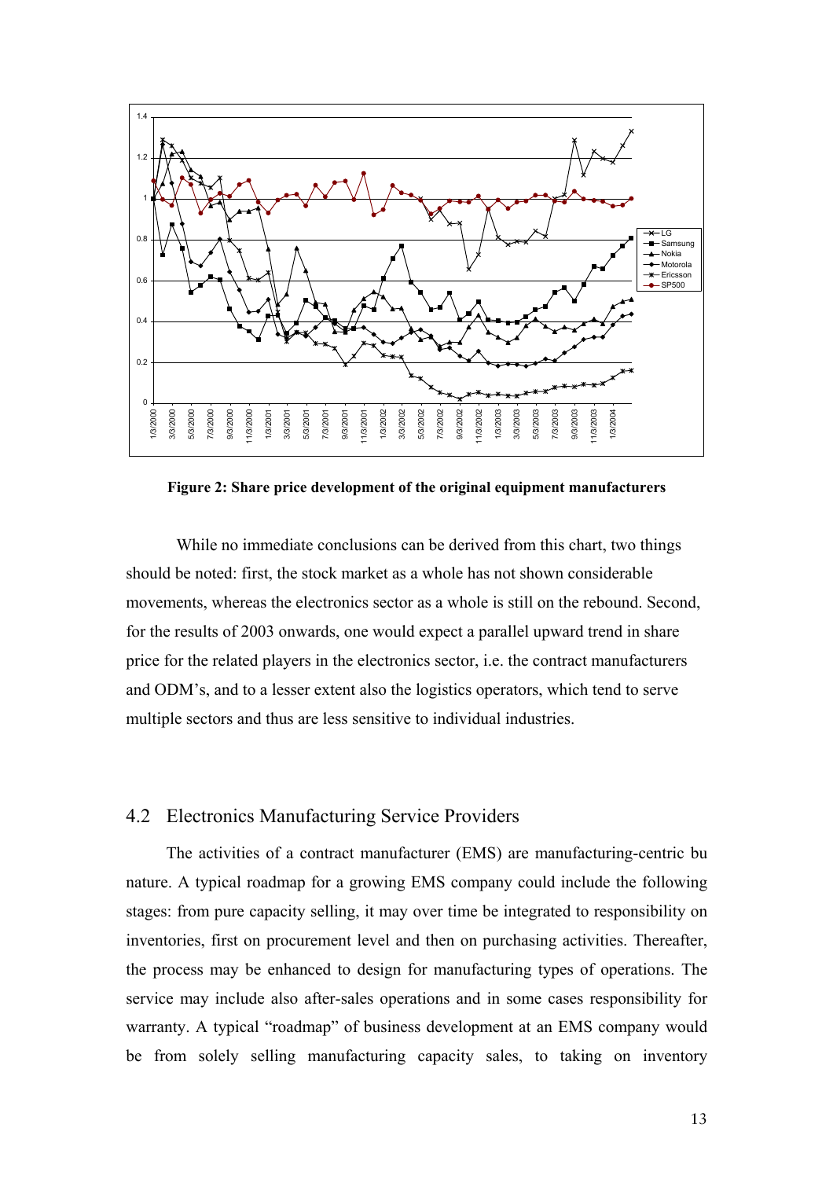**Figure 2: Share price development of the original equipment manufacturers**

While no immediate conclusions can be derived from this chart, two things should be noted: first, the stock market as a whole has not shown considerable movements, whereas the electronics sector as a whole is still on the rebound. Second, for the results of 2003 onwards, one would expect a parallel upward trend in share price for the related players in the electronics sector, i.e. the contract manufacturers and ODM's, and to a lesser extent also the logistics operators, which tend to serve multiple sectors and thus are less sensitive to individual industries.

## 4.2 Electronics Manufacturing Service Providers

The activities of a contract manufacturer (EMS) are manufacturing-centric bu nature. A typical roadmap for a growing EMS company could include the following stages: from pure capacity selling, it may over time be integrated to responsibility on inventories, first on procurement level and then on purchasing activities. Thereafter, the process may be enhanced to design for manufacturing types of operations. The service may include also after-sales operations and in some cases responsibility for warranty. A typical "roadmap" of business development at an EMS company would be from solely selling manufacturing capacity sales, to taking on inventory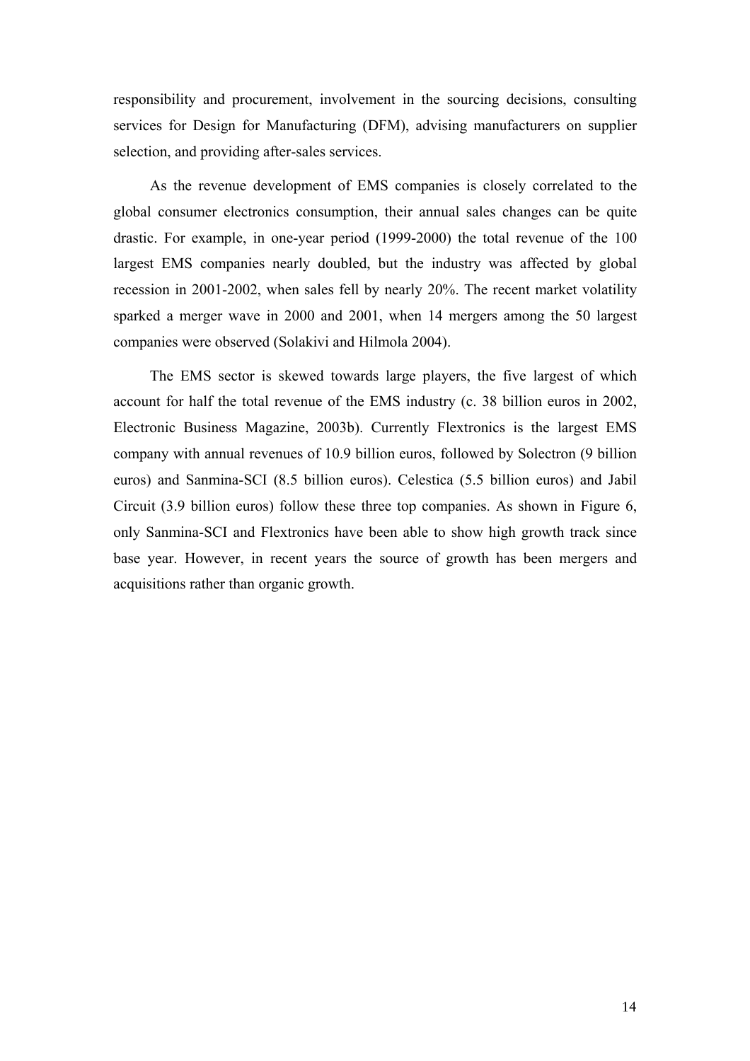responsibility and procurement, involvement in the sourcing decisions, consulting services for Design for Manufacturing (DFM), advising manufacturers on supplier selection, and providing after-sales services.

As the revenue development of EMS companies is closely correlated to the global consumer electronics consumption, their annual sales changes can be quite drastic. For example, in one-year period (1999-2000) the total revenue of the 100 largest EMS companies nearly doubled, but the industry was affected by global recession in 2001-2002, when sales fell by nearly 20%. The recent market volatility sparked a merger wave in 2000 and 2001, when 14 mergers among the 50 largest companies were observed (Solakivi and Hilmola 2004).

The EMS sector is skewed towards large players, the five largest of which account for half the total revenue of the EMS industry (c. 38 billion euros in 2002, Electronic Business Magazine, 2003b). Currently Flextronics is the largest EMS company with annual revenues of 10.9 billion euros, followed by Solectron (9 billion euros) and Sanmina-SCI (8.5 billion euros). Celestica (5.5 billion euros) and Jabil Circuit (3.9 billion euros) follow these three top companies. As shown in Figure 6, only Sanmina-SCI and Flextronics have been able to show high growth track since base year. However, in recent years the source of growth has been mergers and acquisitions rather than organic growth.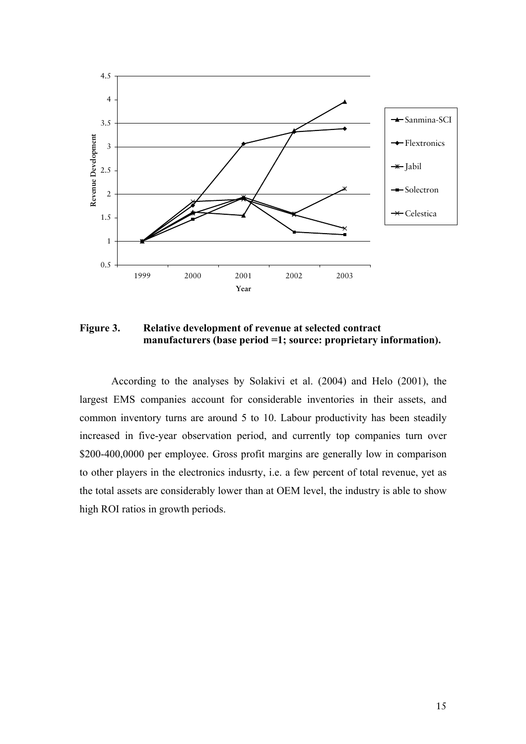**Figure 3. Relative development of revenue at selected contract manufacturers (base period =1; source: proprietary information).**

According to the analyses by Solakivi et al. (2004) and Helo (2001), the largest EMS companies account for considerable inventories in their assets, and common inventory turns are around 5 to 10. Labour productivity has been steadily increased in five-year observation period, and currently top companies turn over \$200-400,0000 per employee. Gross profit margins are generally low in comparison to other players in the electronics indusrty, i.e. a few percent of total revenue, yet as the total assets are considerably lower than at OEM level, the industry is able to show high ROI ratios in growth periods.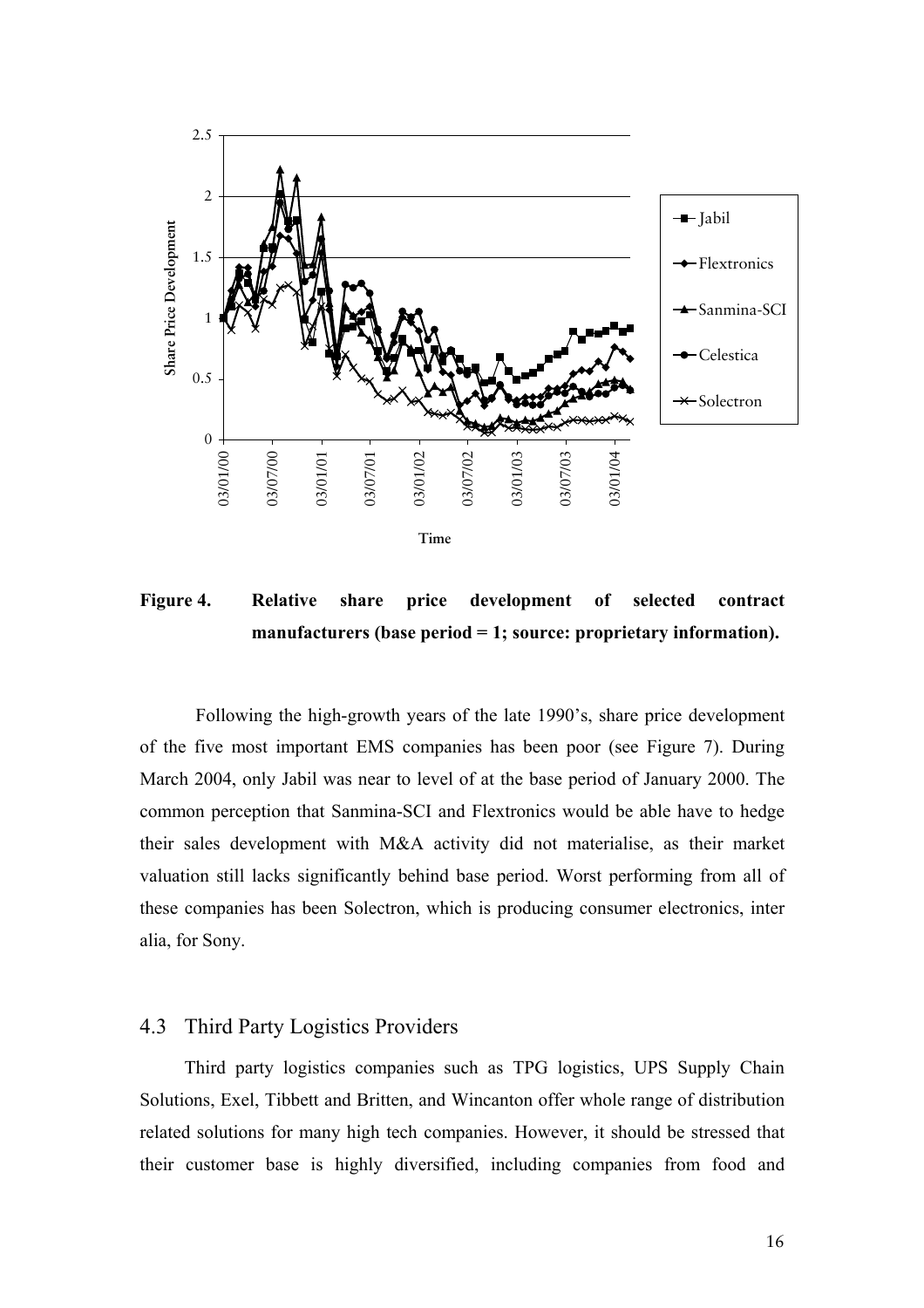**Figure 4. Relative share price development of selected contract manufacturers (base period = 1; source: proprietary information).**

Following the high-growth years of the late 1990's, share price development of the five most important EMS companies has been poor (see Figure 7). During March 2004, only Jabil was near to level of at the base period of January 2000. The common perception that Sanmina-SCI and Flextronics would be able have to hedge their sales development with M&A activity did not materialise, as their market valuation still lacks significantly behind base period. Worst performing from all of these companies has been Solectron, which is producing consumer electronics, inter alia, for Sony.

## 4.3 Third Party Logistics Providers

Third party logistics companies such as TPG logistics, UPS Supply Chain Solutions, Exel, Tibbett and Britten, and Wincanton offer whole range of distribution related solutions for many high tech companies. However, it should be stressed that their customer base is highly diversified, including companies from food and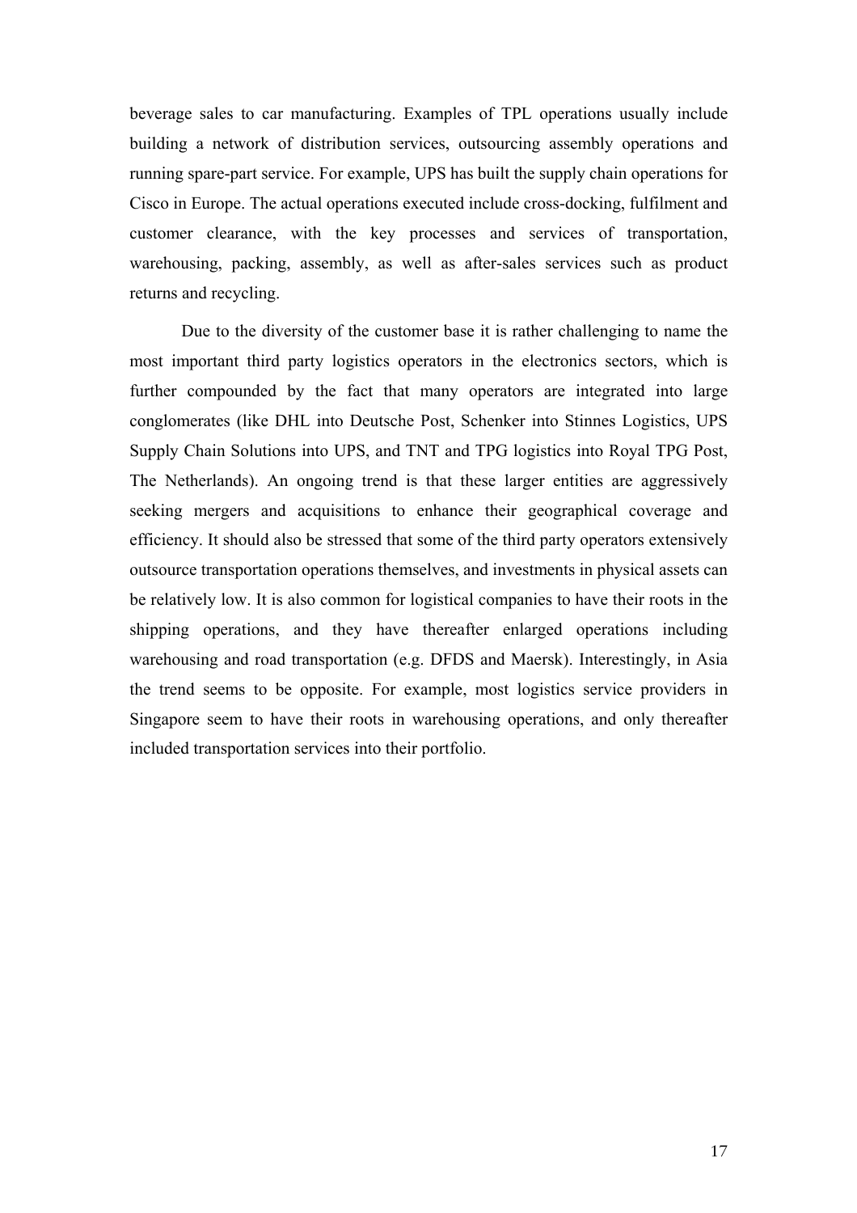beverage sales to car manufacturing. Examples of TPL operations usually include building a network of distribution services, outsourcing assembly operations and running spare-part service. For example, UPS has built the supply chain operations for Cisco in Europe. The actual operations executed include cross-docking, fulfilment and customer clearance, with the key processes and services of transportation, warehousing, packing, assembly, as well as after-sales services such as product returns and recycling.

Due to the diversity of the customer base it is rather challenging to name the most important third party logistics operators in the electronics sectors, which is further compounded by the fact that many operators are integrated into large conglomerates (like DHL into Deutsche Post, Schenker into Stinnes Logistics, UPS Supply Chain Solutions into UPS, and TNT and TPG logistics into Royal TPG Post, The Netherlands). An ongoing trend is that these larger entities are aggressively seeking mergers and acquisitions to enhance their geographical coverage and efficiency. It should also be stressed that some of the third party operators extensively outsource transportation operations themselves, and investments in physical assets can be relatively low. It is also common for logistical companies to have their roots in the shipping operations, and they have thereafter enlarged operations including warehousing and road transportation (e.g. DFDS and Maersk). Interestingly, in Asia the trend seems to be opposite. For example, most logistics service providers in Singapore seem to have their roots in warehousing operations, and only thereafter included transportation services into their portfolio.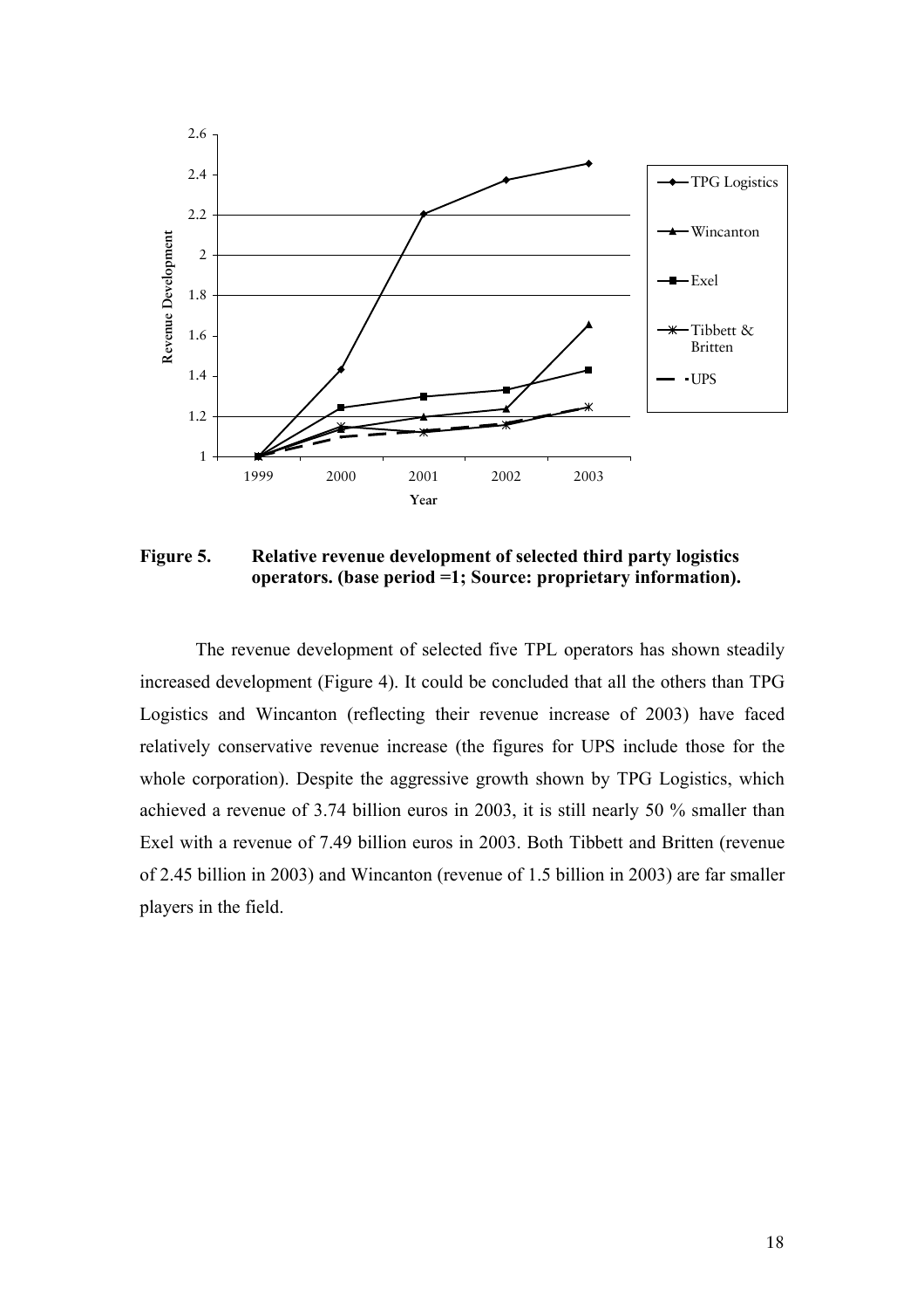**Figure 5. Relative revenue development of selected third party logistics operators. (base period =1; Source: proprietary information).**

The revenue development of selected five TPL operators has shown steadily increased development (Figure 4). It could be concluded that all the others than TPG Logistics and Wincanton (reflecting their revenue increase of 2003) have faced relatively conservative revenue increase (the figures for UPS include those for the whole corporation). Despite the aggressive growth shown by TPG Logistics, which achieved a revenue of 3.74 billion euros in 2003, it is still nearly 50 % smaller than Exel with a revenue of 7.49 billion euros in 2003. Both Tibbett and Britten (revenue of 2.45 billion in 2003) and Wincanton (revenue of 1.5 billion in 2003) are far smaller players in the field.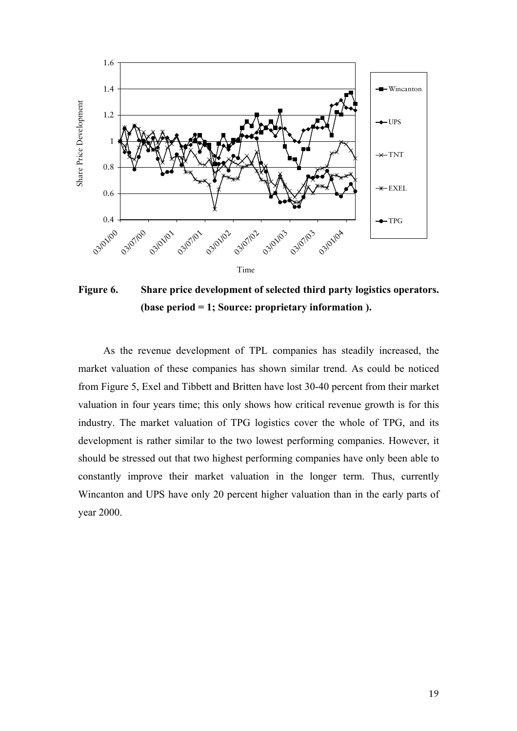**Figure 6. Share price development of selected third party logistics operators. (base period = 1; Source: proprietary information ).**

As the revenue development of TPL companies has steadily increased, the market valuation of these companies has shown similar trend. As could be noticed from Figure 5, Exel and Tibbett and Britten have lost 30-40 percent from their market valuation in four years time; this only shows how critical revenue growth is for this industry. The market valuation of TPG logistics cover the whole of TPG, and its development is rather similar to the two lowest performing companies. However, it should be stressed out that two highest performing companies have only been able to constantly improve their market valuation in the longer term. Thus, currently Wincanton and UPS have only 20 percent higher valuation than in the early parts of year 2000.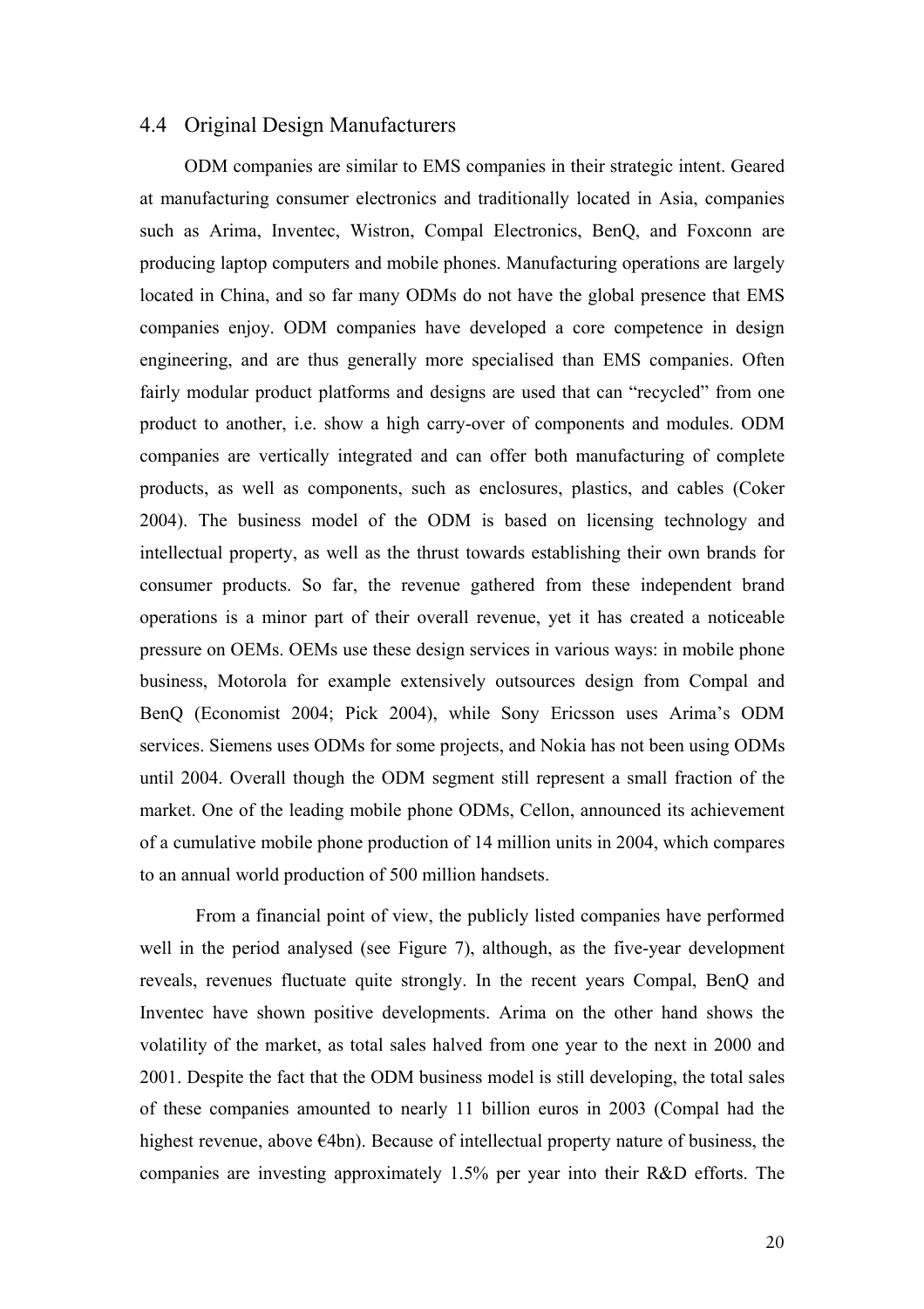## 4.4 Original Design Manufacturers

ODM companies are similar to EMS companies in their strategic intent. Geared at manufacturing consumer electronics and traditionally located in Asia, companies such as Arima, Inventec, Wistron, Compal Electronics, BenQ, and Foxconn are producing laptop computers and mobile phones. Manufacturing operations are largely located in China, and so far many ODMs do not have the global presence that EMS companies enjoy. ODM companies have developed a core competence in design engineering, and are thus generally more specialised than EMS companies. Often fairly modular product platforms and designs are used that can "recycled" from one product to another, i.e. show a high carry-over of components and modules. ODM companies are vertically integrated and can offer both manufacturing of complete products, as well as components, such as enclosures, plastics, and cables (Coker 2004). The business model of the ODM is based on licensing technology and intellectual property, as well as the thrust towards establishing their own brands for consumer products. So far, the revenue gathered from these independent brand operations is a minor part of their overall revenue, yet it has created a noticeable pressure on OEMs. OEMs use these design services in various ways: in mobile phone business, Motorola for example extensively outsources design from Compal and BenQ (Economist 2004; Pick 2004), while Sony Ericsson uses Arima's ODM services. Siemens uses ODMs for some projects, and Nokia has not been using ODMs until 2004. Overall though the ODM segment still represent a small fraction of the market. One of the leading mobile phone ODMs, Cellon, announced its achievement of a cumulative mobile phone production of 14 million units in 2004, which compares to an annual world production of 500 million handsets.

From a financial point of view, the publicly listed companies have performed well in the period analysed (see Figure 7), although, as the five-year development reveals, revenues fluctuate quite strongly. In the recent years Compal, BenQ and Inventec have shown positive developments. Arima on the other hand shows the volatility of the market, as total sales halved from one year to the next in 2000 and 2001. Despite the fact that the ODM business model is still developing, the total sales of these companies amounted to nearly 11 billion euros in 2003 (Compal had the highest revenue, above €4bn). Because of intellectual property nature of business, the companies are investing approximately 1.5% per year into their R&D efforts. The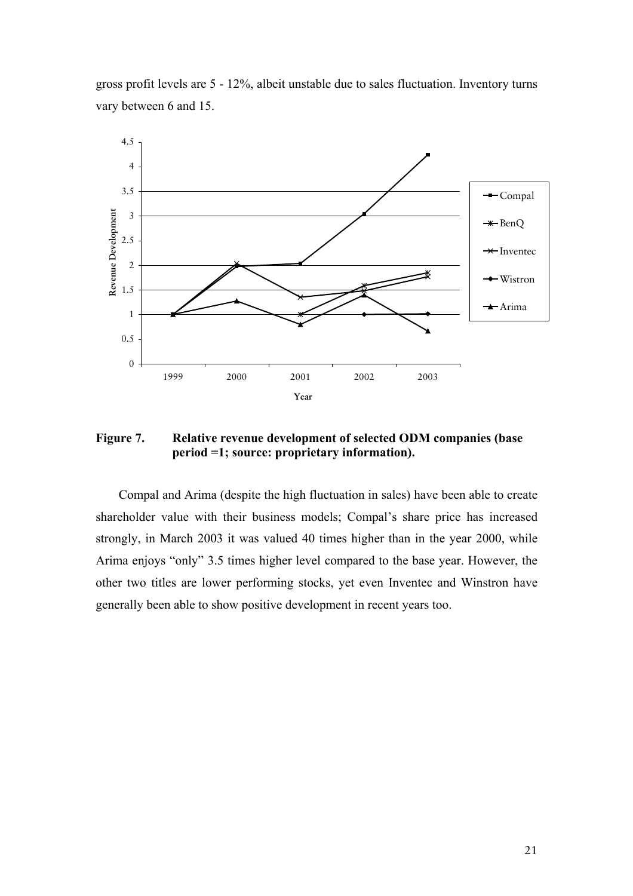gross profit levels are 5 - 12%, albeit unstable due to sales fluctuation. Inventory turns vary between 6 and 15.

**Figure 7. Relative revenue development of selected ODM companies (base period =1; source: proprietary information).**

Compal and Arima (despite the high fluctuation in sales) have been able to create shareholder value with their business models; Compal's share price has increased strongly, in March 2003 it was valued 40 times higher than in the year 2000, while Arima enjoys "only" 3.5 times higher level compared to the base year. However, the other two titles are lower performing stocks, yet even Inventec and Winstron have generally been able to show positive development in recent years too.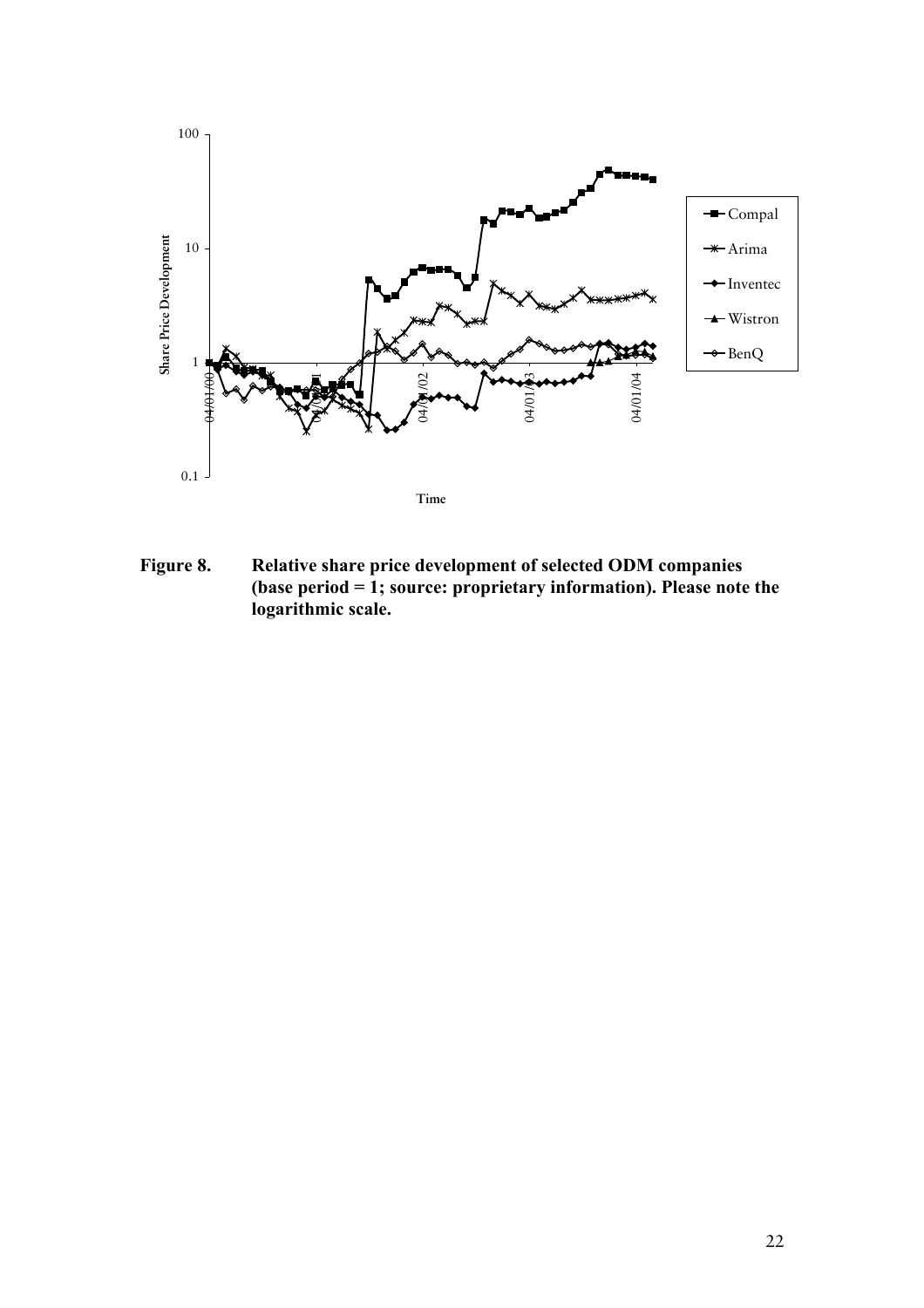**Figure 8. Relative share price development of selected ODM companies (base period = 1; source: proprietary information). Please note the logarithmic scale.**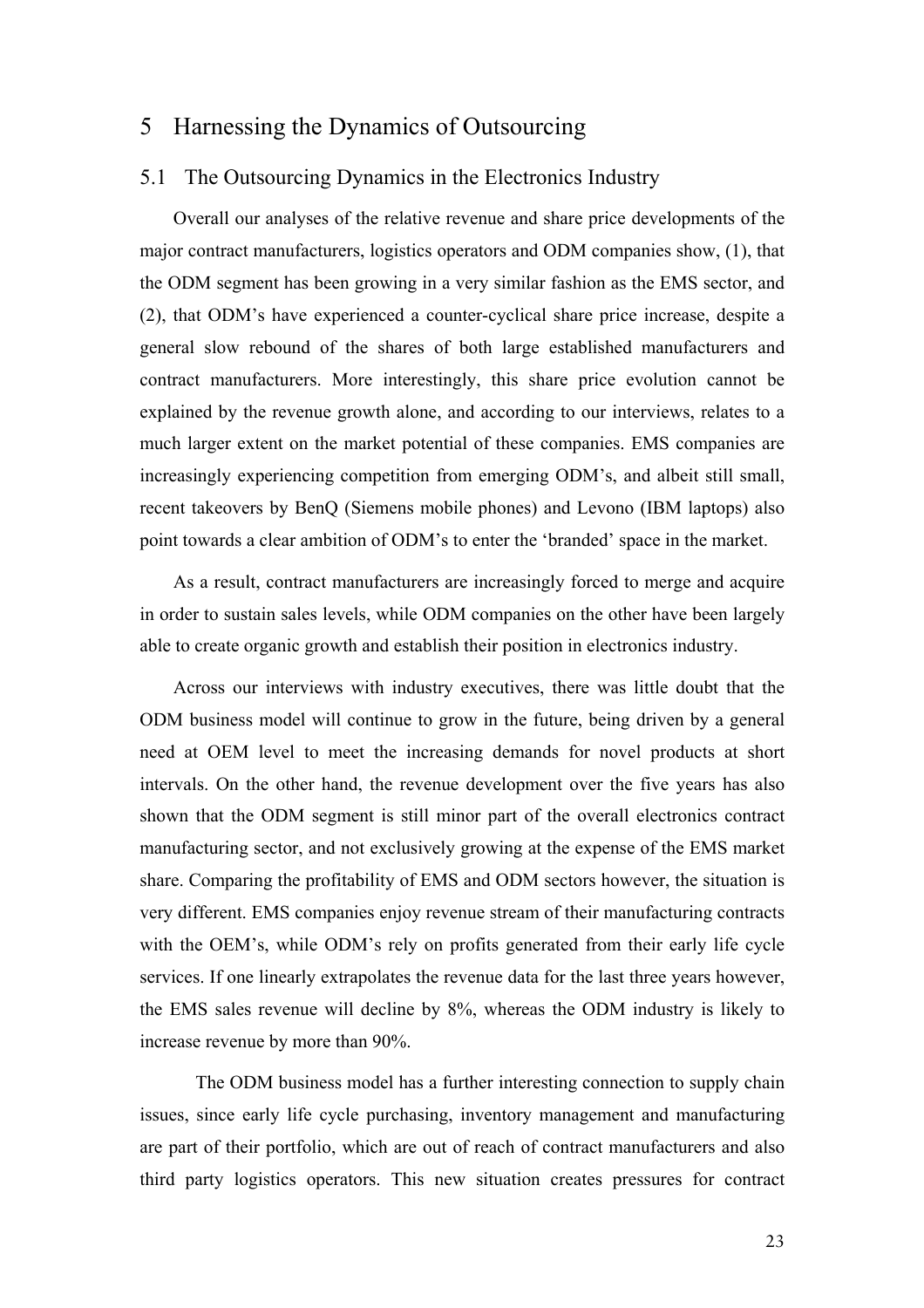# 5 Harnessing the Dynamics of Outsourcing

## 5.1 The Outsourcing Dynamics in the Electronics Industry

Overall our analyses of the relative revenue and share price developments of the major contract manufacturers, logistics operators and ODM companies show, (1), that the ODM segment has been growing in a very similar fashion as the EMS sector, and (2), that ODM's have experienced a counter-cyclical share price increase, despite a general slow rebound of the shares of both large established manufacturers and contract manufacturers. More interestingly, this share price evolution cannot be explained by the revenue growth alone, and according to our interviews, relates to a much larger extent on the market potential of these companies. EMS companies are increasingly experiencing competition from emerging ODM's, and albeit still small, recent takeovers by BenQ (Siemens mobile phones) and Levono (IBM laptops) also point towards a clear ambition of ODM's to enter the 'branded' space in the market.

As a result, contract manufacturers are increasingly forced to merge and acquire in order to sustain sales levels, while ODM companies on the other have been largely able to create organic growth and establish their position in electronics industry.

Across our interviews with industry executives, there was little doubt that the ODM business model will continue to grow in the future, being driven by a general need at OEM level to meet the increasing demands for novel products at short intervals. On the other hand, the revenue development over the five years has also shown that the ODM segment is still minor part of the overall electronics contract manufacturing sector, and not exclusively growing at the expense of the EMS market share. Comparing the profitability of EMS and ODM sectors however, the situation is very different. EMS companies enjoy revenue stream of their manufacturing contracts with the OEM's, while ODM's rely on profits generated from their early life cycle services. If one linearly extrapolates the revenue data for the last three years however, the EMS sales revenue will decline by 8%, whereas the ODM industry is likely to increase revenue by more than 90%.

The ODM business model has a further interesting connection to supply chain issues, since early life cycle purchasing, inventory management and manufacturing are part of their portfolio, which are out of reach of contract manufacturers and also third party logistics operators. This new situation creates pressures for contract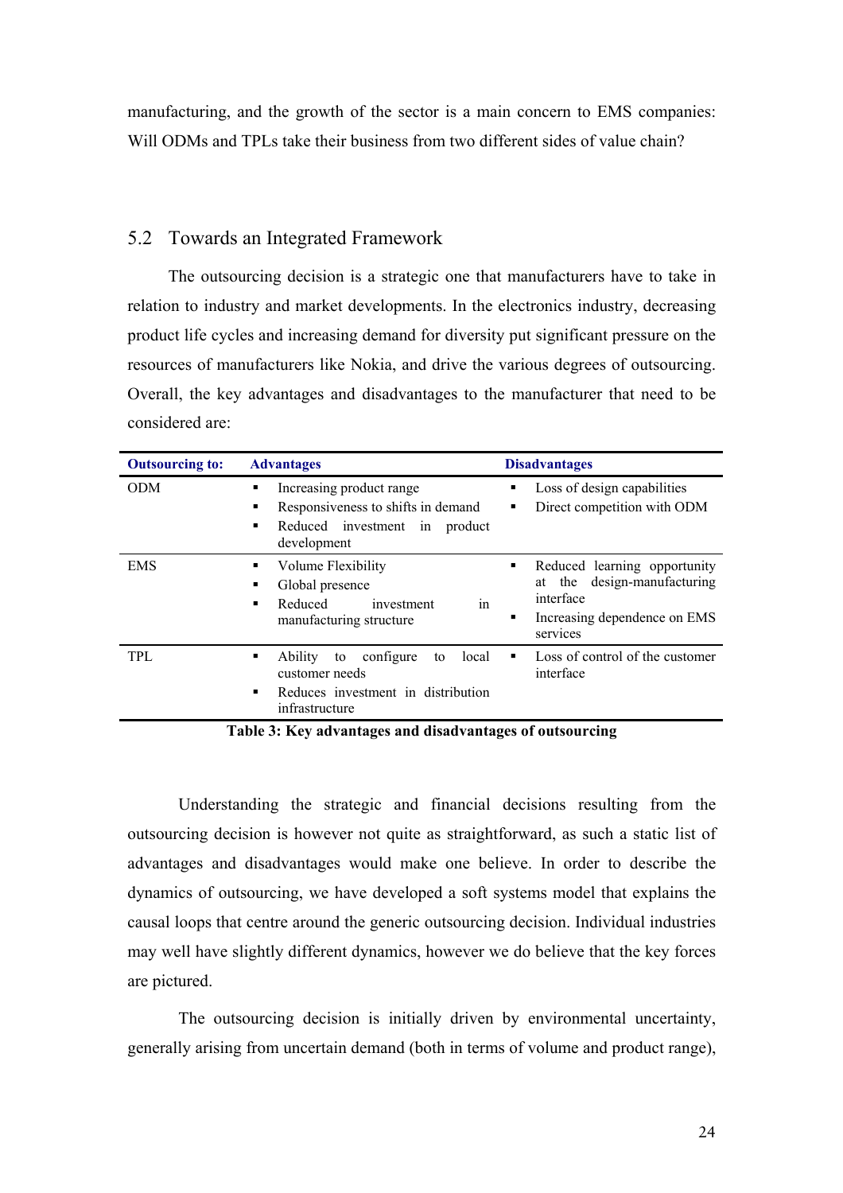manufacturing, and the growth of the sector is a main concern to EMS companies: Will ODMs and TPLs take their business from two different sides of value chain?

## 5.2 Towards an Integrated Framework

The outsourcing decision is a strategic one that manufacturers have to take in relation to industry and market developments. In the electronics industry, decreasing product life cycles and increasing demand for diversity put significant pressure on the resources of manufacturers like Nokia, and drive the various degrees of outsourcing. Overall, the key advantages and disadvantages to the manufacturer that need to be considered are:

| Outsourcing to: | Advantages | Disadvantages |
|---|---|---|
| ODM | ▪ Increasing product range<br>▪ Responsiveness to shifts in demand<br>▪ Reduced investment in product development | ▪ Loss of design capabilities<br>▪ Direct competition with ODM |
| EMS | ▪ Volume Flexibility<br>▪ Global presence<br>▪ Reduced investment in manufacturing structure | ▪ Reduced learning opportunity at the design-manufacturing interface<br>▪ Increasing dependence on EMS services |
| TPL | ▪ Ability to configure to local customer needs<br>▪ Reduces investment in distribution infrastructure | ▪ Loss of control of the customer interface |

**Table 3: Key advantages and disadvantages of outsourcing**

Understanding the strategic and financial decisions resulting from the outsourcing decision is however not quite as straightforward, as such a static list of advantages and disadvantages would make one believe. In order to describe the dynamics of outsourcing, we have developed a soft systems model that explains the causal loops that centre around the generic outsourcing decision. Individual industries may well have slightly different dynamics, however we do believe that the key forces are pictured.

The outsourcing decision is initially driven by environmental uncertainty, generally arising from uncertain demand (both in terms of volume and product range),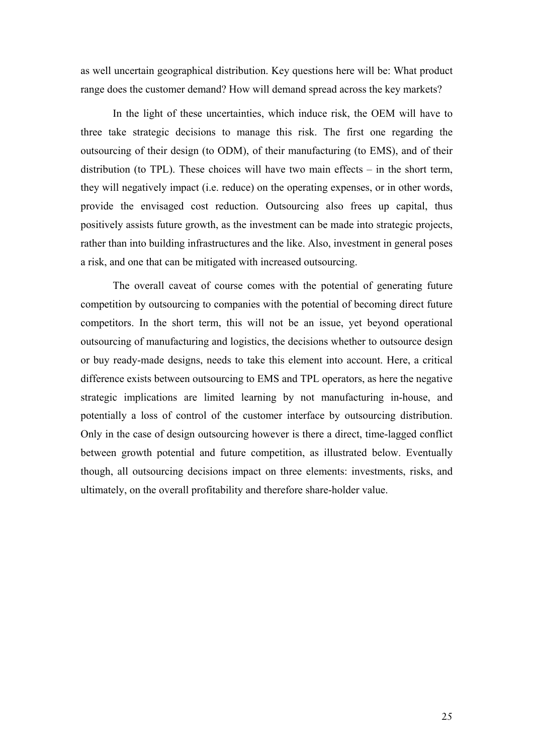as well uncertain geographical distribution. Key questions here will be: What product range does the customer demand? How will demand spread across the key markets?

In the light of these uncertainties, which induce risk, the OEM will have to three take strategic decisions to manage this risk. The first one regarding the outsourcing of their design (to ODM), of their manufacturing (to EMS), and of their distribution (to TPL). These choices will have two main effects – in the short term, they will negatively impact (i.e. reduce) on the operating expenses, or in other words, provide the envisaged cost reduction. Outsourcing also frees up capital, thus positively assists future growth, as the investment can be made into strategic projects, rather than into building infrastructures and the like. Also, investment in general poses a risk, and one that can be mitigated with increased outsourcing.

The overall caveat of course comes with the potential of generating future competition by outsourcing to companies with the potential of becoming direct future competitors. In the short term, this will not be an issue, yet beyond operational outsourcing of manufacturing and logistics, the decisions whether to outsource design or buy ready-made designs, needs to take this element into account. Here, a critical difference exists between outsourcing to EMS and TPL operators, as here the negative strategic implications are limited learning by not manufacturing in-house, and potentially a loss of control of the customer interface by outsourcing distribution. Only in the case of design outsourcing however is there a direct, time-lagged conflict between growth potential and future competition, as illustrated below. Eventually though, all outsourcing decisions impact on three elements: investments, risks, and ultimately, on the overall profitability and therefore share-holder value.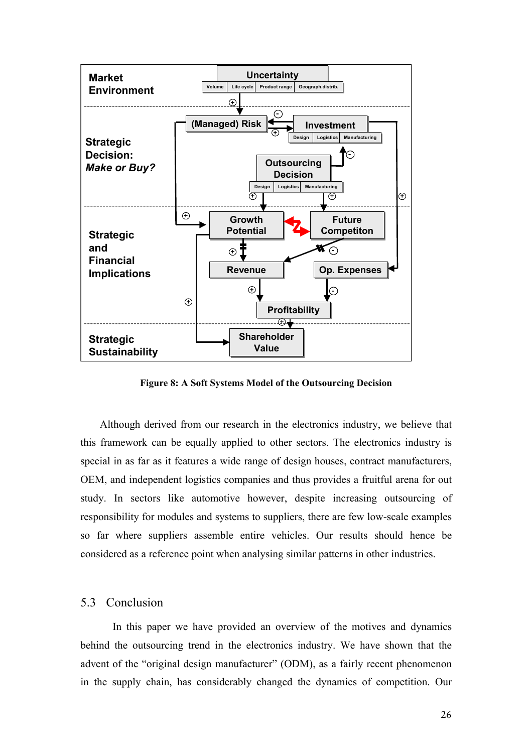**Figure 8: A Soft Systems Model of the Outsourcing Decision**

Although derived from our research in the electronics industry, we believe that this framework can be equally applied to other sectors. The electronics industry is special in as far as it features a wide range of design houses, contract manufacturers, OEM, and independent logistics companies and thus provides a fruitful arena for out study. In sectors like automotive however, despite increasing outsourcing of responsibility for modules and systems to suppliers, there are few low-scale examples so far where suppliers assemble entire vehicles. Our results should hence be considered as a reference point when analysing similar patterns in other industries.

## 5.3 Conclusion

In this paper we have provided an overview of the motives and dynamics behind the outsourcing trend in the electronics industry. We have shown that the advent of the "original design manufacturer" (ODM), as a fairly recent phenomenon in the supply chain, has considerably changed the dynamics of competition. Our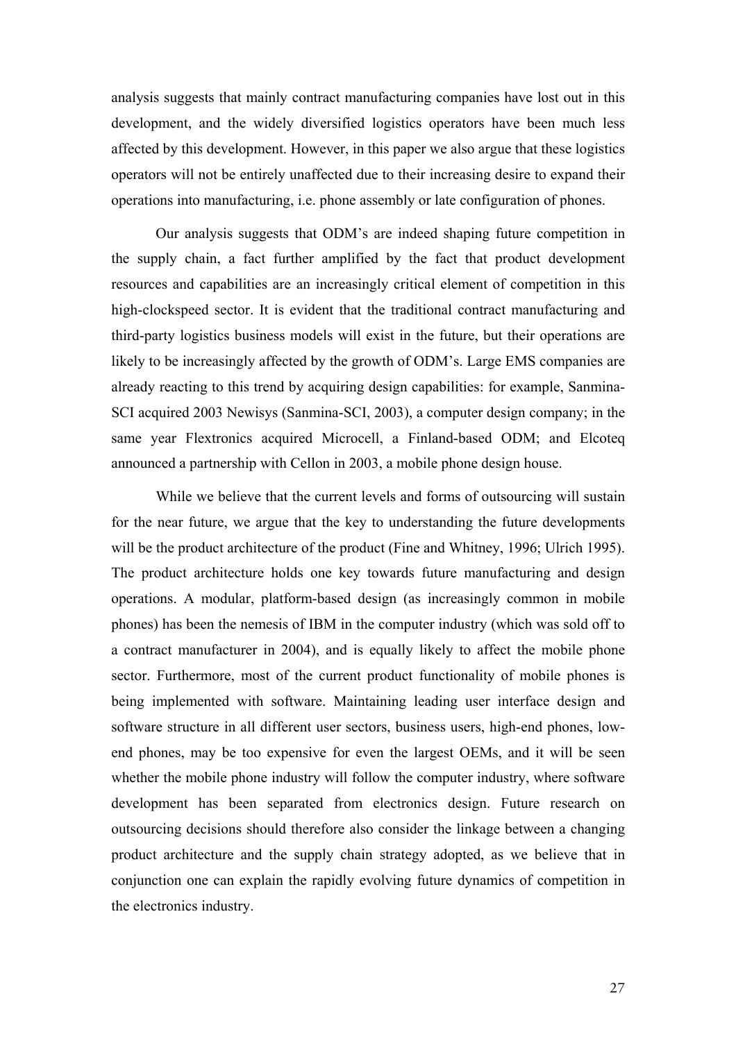analysis suggests that mainly contract manufacturing companies have lost out in this development, and the widely diversified logistics operators have been much less affected by this development. However, in this paper we also argue that these logistics operators will not be entirely unaffected due to their increasing desire to expand their operations into manufacturing, i.e. phone assembly or late configuration of phones.

Our analysis suggests that ODM's are indeed shaping future competition in the supply chain, a fact further amplified by the fact that product development resources and capabilities are an increasingly critical element of competition in this high-clockspeed sector. It is evident that the traditional contract manufacturing and third-party logistics business models will exist in the future, but their operations are likely to be increasingly affected by the growth of ODM's. Large EMS companies are already reacting to this trend by acquiring design capabilities: for example, Sanmina-SCI acquired 2003 Newisys (Sanmina-SCI, 2003), a computer design company; in the same year Flextronics acquired Microcell, a Finland-based ODM; and Elcoteq announced a partnership with Cellon in 2003, a mobile phone design house.

While we believe that the current levels and forms of outsourcing will sustain for the near future, we argue that the key to understanding the future developments will be the product architecture of the product (Fine and Whitney, 1996; Ulrich 1995). The product architecture holds one key towards future manufacturing and design operations. A modular, platform-based design (as increasingly common in mobile phones) has been the nemesis of IBM in the computer industry (which was sold off to a contract manufacturer in 2004), and is equally likely to affect the mobile phone sector. Furthermore, most of the current product functionality of mobile phones is being implemented with software. Maintaining leading user interface design and software structure in all different user sectors, business users, high-end phones, low-end phones, may be too expensive for even the largest OEMs, and it will be seen whether the mobile phone industry will follow the computer industry, where software development has been separated from electronics design. Future research on outsourcing decisions should therefore also consider the linkage between a changing product architecture and the supply chain strategy adopted, as we believe that in conjunction one can explain the rapidly evolving future dynamics of competition in the electronics industry.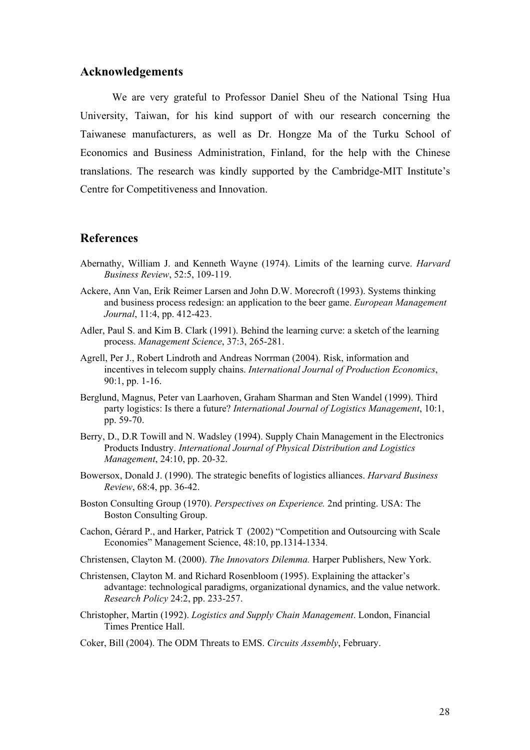## Acknowledgements

We are very grateful to Professor Daniel Sheu of the National Tsing Hua University, Taiwan, for his kind support of with our research concerning the Taiwanese manufacturers, as well as Dr. Hongze Ma of the Turku School of Economics and Business Administration, Finland, for the help with the Chinese translations. The research was kindly supported by the Cambridge-MIT Institute's Centre for Competitiveness and Innovation.

## References

Abernathy, William J. and Kenneth Wayne (1974). Limits of the learning curve. *Harvard Business Review*, 52:5, 109-119.

Ackere, Ann Van, Erik Reimer Larsen and John D.W. Morecroft (1993). Systems thinking and business process redesign: an application to the beer game. *European Management Journal*, 11:4, pp. 412-423.

Adler, Paul S. and Kim B. Clark (1991). Behind the learning curve: a sketch of the learning process. *Management Science*, 37:3, 265-281.

Agrell, Per J., Robert Lindroth and Andreas Norrman (2004). Risk, information and incentives in telecom supply chains. *International Journal of Production Economics*, 90:1, pp. 1-16.

Berglund, Magnus, Peter van Laarhoven, Graham Sharman and Sten Wandel (1999). Third party logistics: Is there a future? *International Journal of Logistics Management*, 10:1, pp. 59-70.

Berry, D., D.R Towill and N. Wadsley (1994). Supply Chain Management in the Electronics Products Industry. *International Journal of Physical Distribution and Logistics Management*, 24:10, pp. 20-32.

Bowersox, Donald J. (1990). The strategic benefits of logistics alliances. *Harvard Business Review*, 68:4, pp. 36-42.

Boston Consulting Group (1970). *Perspectives on Experience.* 2nd printing. USA: The Boston Consulting Group.

Cachon, Gérard P., and Harker, Patrick T (2002) "Competition and Outsourcing with Scale Economies" Management Science, 48:10, pp.1314-1334.

Christensen, Clayton M. (2000). *The Innovators Dilemma.* Harper Publishers, New York.

Christensen, Clayton M. and Richard Rosenbloom (1995). Explaining the attacker's advantage: technological paradigms, organizational dynamics, and the value network. *Research Policy* 24:2, pp. 233-257.

Christopher, Martin (1992). *Logistics and Supply Chain Management*. London, Financial Times Prentice Hall.

Coker, Bill (2004). The ODM Threats to EMS. *Circuits Assembly*, February.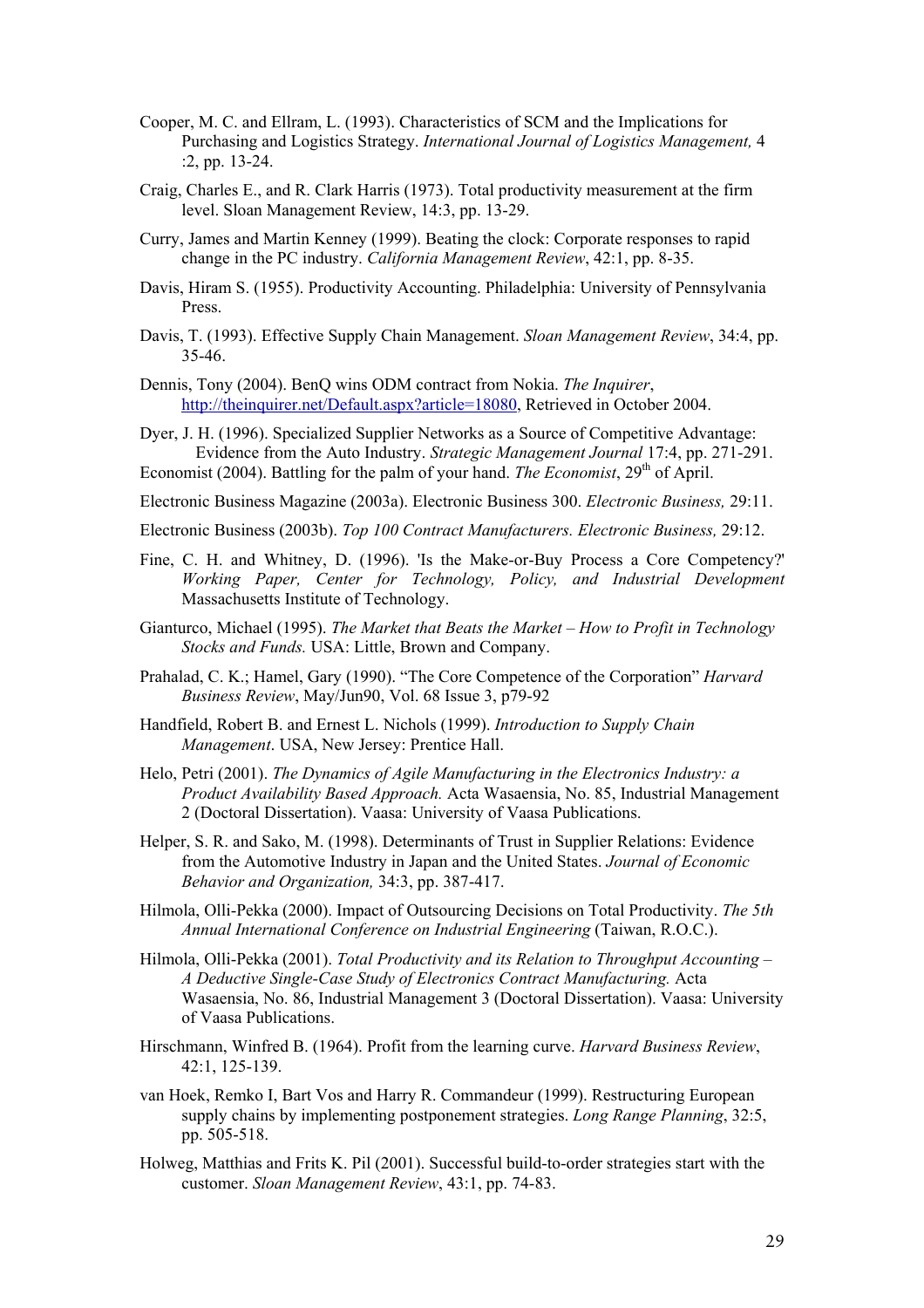Cooper, M. C. and Ellram, L. (1993). Characteristics of SCM and the Implications for Purchasing and Logistics Strategy. *International Journal of Logistics Management,* 4 :2, pp. 13-24.

Craig, Charles E., and R. Clark Harris (1973). Total productivity measurement at the firm level. Sloan Management Review, 14:3, pp. 13-29.

Curry, James and Martin Kenney (1999). Beating the clock: Corporate responses to rapid change in the PC industry. *California Management Review*, 42:1, pp. 8-35.

Davis, Hiram S. (1955). Productivity Accounting. Philadelphia: University of Pennsylvania Press.

Davis, T. (1993). Effective Supply Chain Management. *Sloan Management Review*, 34:4, pp. 35-46.

Dennis, Tony (2004). BenQ wins ODM contract from Nokia. *The Inquirer*, http://theinquirer.net/Default.aspx?article=18080, Retrieved in October 2004.

Dyer, J. H. (1996). Specialized Supplier Networks as a Source of Competitive Advantage: Evidence from the Auto Industry. *Strategic Management Journal* 17:4, pp. 271-291.

Economist (2004). Battling for the palm of your hand. *The Economist*, 29th of April.

Electronic Business Magazine (2003a). Electronic Business 300. *Electronic Business,* 29:11.

Electronic Business (2003b). *Top 100 Contract Manufacturers. Electronic Business,* 29:12.

Fine, C. H. and Whitney, D. (1996). 'Is the Make-or-Buy Process a Core Competency?' *Working Paper, Center for Technology, Policy, and Industrial Development* Massachusetts Institute of Technology.

Gianturco, Michael (1995). *The Market that Beats the Market – How to Profit in Technology Stocks and Funds.* USA: Little, Brown and Company.

Prahalad, C. K.; Hamel, Gary (1990). "The Core Competence of the Corporation" *Harvard Business Review*, May/Jun90, Vol. 68 Issue 3, p79-92

Handfield, Robert B. and Ernest L. Nichols (1999). *Introduction to Supply Chain Management*. USA, New Jersey: Prentice Hall.

Helo, Petri (2001). *The Dynamics of Agile Manufacturing in the Electronics Industry: a Product Availability Based Approach.* Acta Wasaensia, No. 85, Industrial Management 2 (Doctoral Dissertation). Vaasa: University of Vaasa Publications.

Helper, S. R. and Sako, M. (1998). Determinants of Trust in Supplier Relations: Evidence from the Automotive Industry in Japan and the United States. *Journal of Economic Behavior and Organization,* 34:3, pp. 387-417.

Hilmola, Olli-Pekka (2000). Impact of Outsourcing Decisions on Total Productivity. *The 5th Annual International Conference on Industrial Engineering* (Taiwan, R.O.C.).

Hilmola, Olli-Pekka (2001). *Total Productivity and its Relation to Throughput Accounting – A Deductive Single-Case Study of Electronics Contract Manufacturing.* Acta Wasaensia, No. 86, Industrial Management 3 (Doctoral Dissertation). Vaasa: University of Vaasa Publications.

Hirschmann, Winfred B. (1964). Profit from the learning curve. *Harvard Business Review*, 42:1, 125-139.

van Hoek, Remko I, Bart Vos and Harry R. Commandeur (1999). Restructuring European supply chains by implementing postponement strategies. *Long Range Planning*, 32:5, pp. 505-518.

Holweg, Matthias and Frits K. Pil (2001). Successful build-to-order strategies start with the customer. *Sloan Management Review*, 43:1, pp. 74-83.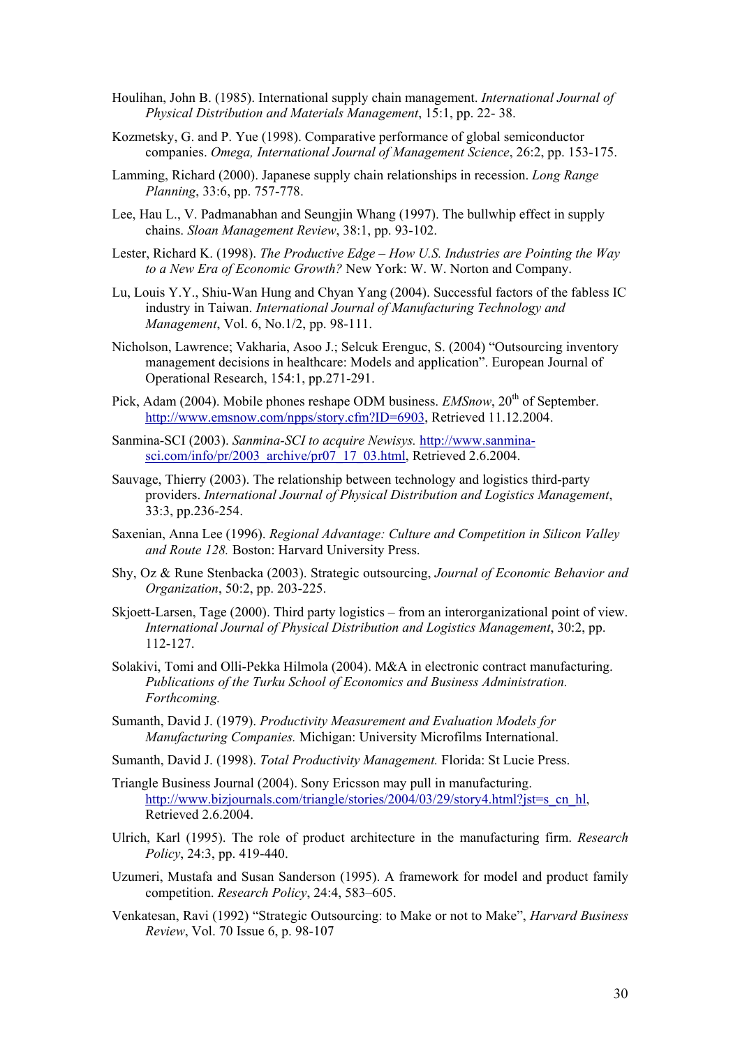Houlihan, John B. (1985). International supply chain management. *International Journal of Physical Distribution and Materials Management*, 15:1, pp. 22- 38.

Kozmetsky, G. and P. Yue (1998). Comparative performance of global semiconductor companies. *Omega, International Journal of Management Science*, 26:2, pp. 153-175.

Lamming, Richard (2000). Japanese supply chain relationships in recession. *Long Range Planning*, 33:6, pp. 757-778.

Lee, Hau L., V. Padmanabhan and Seungjin Whang (1997). The bullwhip effect in supply chains. *Sloan Management Review*, 38:1, pp. 93-102.

Lester, Richard K. (1998). *The Productive Edge – How U.S. Industries are Pointing the Way to a New Era of Economic Growth?* New York: W. W. Norton and Company.

Lu, Louis Y.Y., Shiu-Wan Hung and Chyan Yang (2004). Successful factors of the fabless IC industry in Taiwan. *International Journal of Manufacturing Technology and Management*, Vol. 6, No.1/2, pp. 98-111.

Nicholson, Lawrence; Vakharia, Asoo J.; Selcuk Erenguc, S. (2004) "Outsourcing inventory management decisions in healthcare: Models and application". European Journal of Operational Research, 154:1, pp.271-291.

Pick, Adam (2004). Mobile phones reshape ODM business. *EMSnow*, 20th of September. http://www.emsnow.com/npps/story.cfm?ID=6903, Retrieved 11.12.2004.

Sanmina-SCI (2003). *Sanmina-SCI to acquire Newisys.* http://www.sanmina-sci.com/info/pr/2003_archive/pr07_17_03.html, Retrieved 2.6.2004.

Sauvage, Thierry (2003). The relationship between technology and logistics third-party providers. *International Journal of Physical Distribution and Logistics Management*, 33:3, pp.236-254.

Saxenian, Anna Lee (1996). *Regional Advantage: Culture and Competition in Silicon Valley and Route 128.* Boston: Harvard University Press.

Shy, Oz & Rune Stenbacka (2003). Strategic outsourcing, *Journal of Economic Behavior and Organization*, 50:2, pp. 203-225.

Skjoett-Larsen, Tage (2000). Third party logistics – from an interorganizational point of view. *International Journal of Physical Distribution and Logistics Management*, 30:2, pp. 112-127.

Solakivi, Tomi and Olli-Pekka Hilmola (2004). M&A in electronic contract manufacturing. *Publications of the Turku School of Economics and Business Administration. Forthcoming.*

Sumanth, David J. (1979). *Productivity Measurement and Evaluation Models for Manufacturing Companies.* Michigan: University Microfilms International.

Sumanth, David J. (1998). *Total Productivity Management.* Florida: St Lucie Press.

Triangle Business Journal (2004). Sony Ericsson may pull in manufacturing. http://www.bizjournals.com/triangle/stories/2004/03/29/story4.html?jst=s_cn_hl, Retrieved 2.6.2004.

Ulrich, Karl (1995). The role of product architecture in the manufacturing firm. *Research Policy*, 24:3, pp. 419-440.

Uzumeri, Mustafa and Susan Sanderson (1995). A framework for model and product family competition. *Research Policy*, 24:4, 583–605.

Venkatesan, Ravi (1992) "Strategic Outsourcing: to Make or not to Make", *Harvard Business Review*, Vol. 70 Issue 6, p. 98-107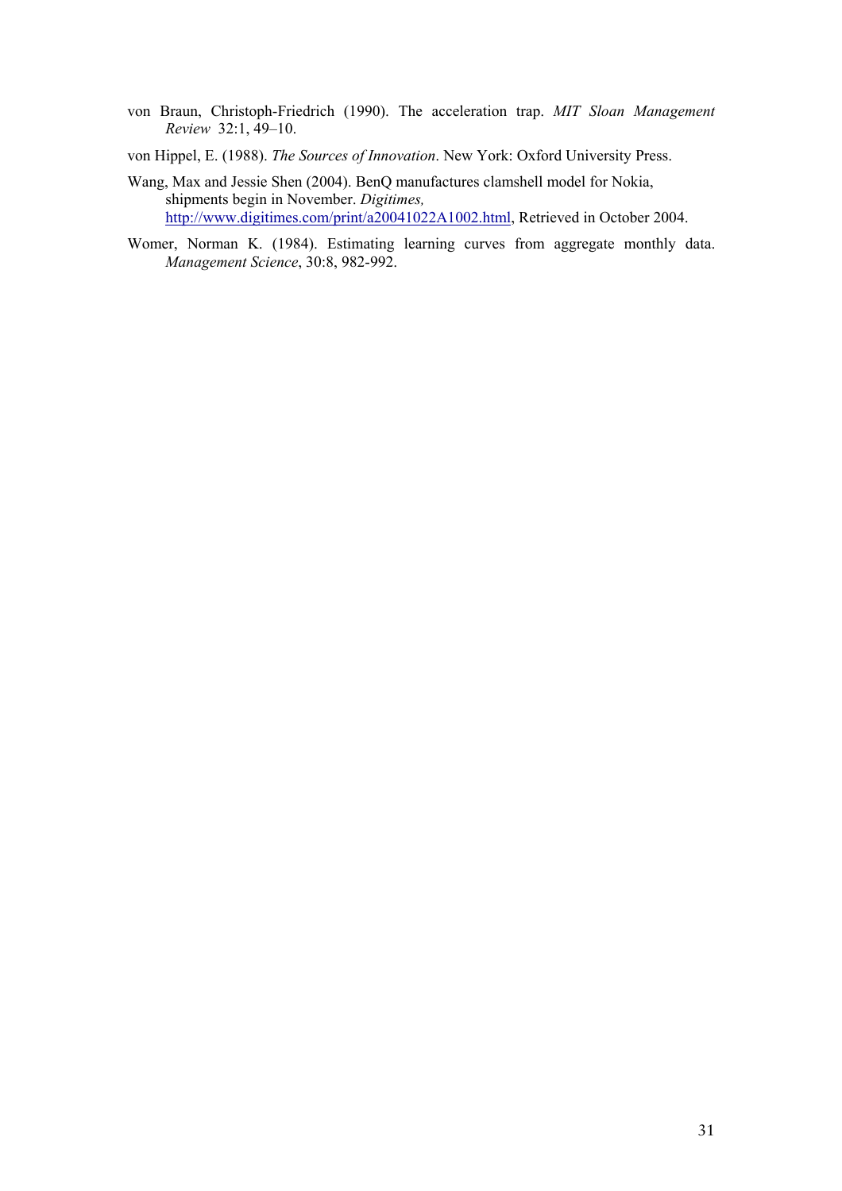von Braun, Christoph-Friedrich (1990). The acceleration trap. *MIT Sloan Management Review* 32:1, 49–10.

von Hippel, E. (1988). *The Sources of Innovation*. New York: Oxford University Press.

Wang, Max and Jessie Shen (2004). BenQ manufactures clamshell model for Nokia, shipments begin in November. *Digitimes,* http://www.digitimes.com/print/a20041022A1002.html, Retrieved in October 2004.

Womer, Norman K. (1984). Estimating learning curves from aggregate monthly data. *Management Science*, 30:8, 982-992.